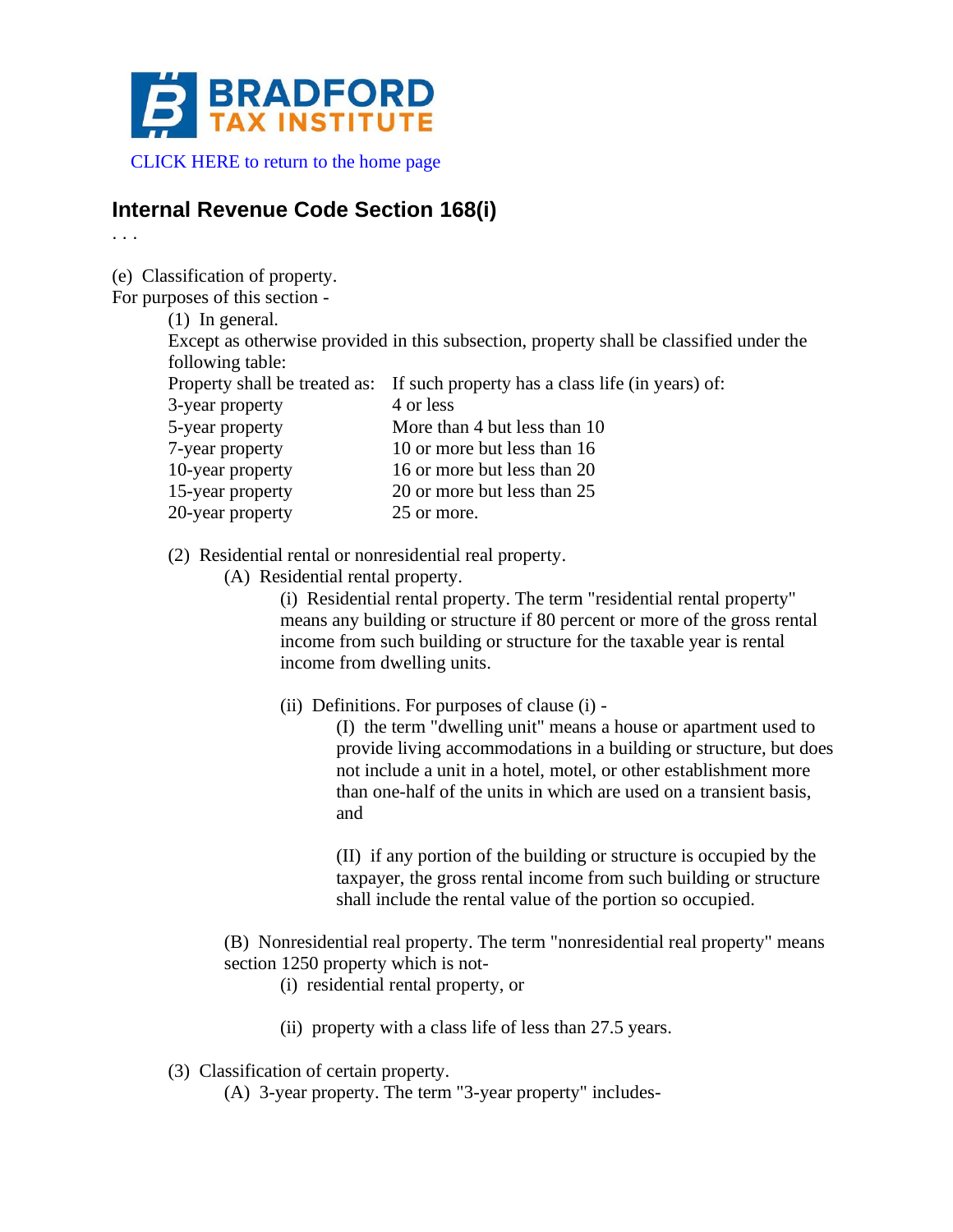BRADFORD TAX INSTITUTE

CLICK HERE to return to the home page

## Internal Revenue Code Section 168(i)

. . .

(e) Classification of property.

For purposes of this section -

(1) In general.

Except as otherwise provided in this subsection, property shall be classified under the following table:

| Property shall be treated as: | If such property has a class life (in years) of: |
|---|---|
| 3-year property | 4 or less |
| 5-year property | More than 4 but less than 10 |
| 7-year property | 10 or more but less than 16 |
| 10-year property | 16 or more but less than 20 |
| 15-year property | 20 or more but less than 25 |
| 20-year property | 25 or more. |

(2) Residential rental or nonresidential real property.

(A) Residential rental property.

(i) Residential rental property. The term "residential rental property" means any building or structure if 80 percent or more of the gross rental income from such building or structure for the taxable year is rental income from dwelling units.

(ii) Definitions. For purposes of clause (i) -

(I) the term "dwelling unit" means a house or apartment used to provide living accommodations in a building or structure, but does not include a unit in a hotel, motel, or other establishment more than one-half of the units in which are used on a transient basis, and

(II) if any portion of the building or structure is occupied by the taxpayer, the gross rental income from such building or structure shall include the rental value of the portion so occupied.

(B) Nonresidential real property. The term "nonresidential real property" means section 1250 property which is not-

(i) residential rental property, or

(ii) property with a class life of less than 27.5 years.

(3) Classification of certain property.

(A) 3-year property. The term "3-year property" includes-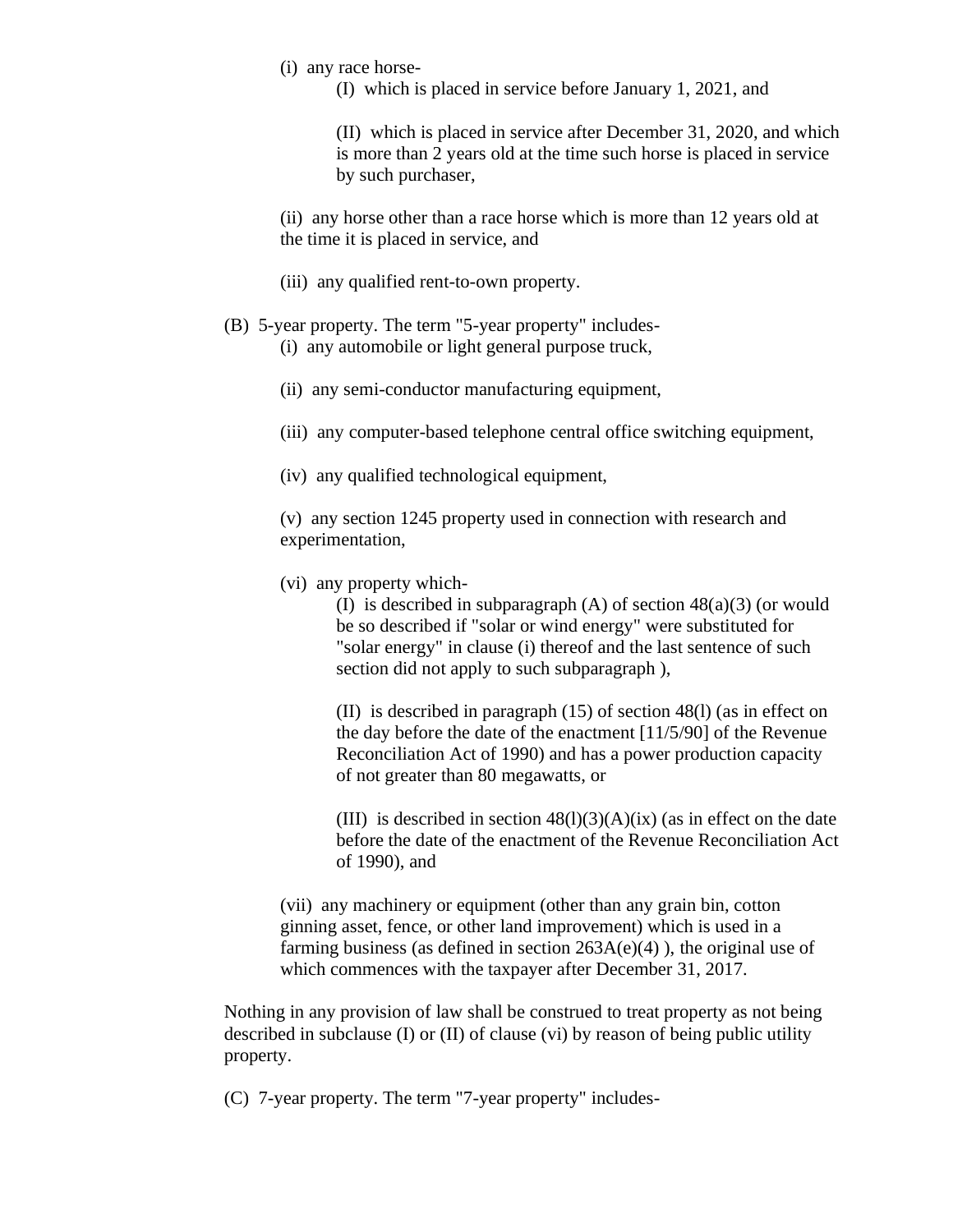(i) any race horse-

(I) which is placed in service before January 1, 2021, and

(II) which is placed in service after December 31, 2020, and which is more than 2 years old at the time such horse is placed in service by such purchaser,

(ii) any horse other than a race horse which is more than 12 years old at the time it is placed in service, and

(iii) any qualified rent-to-own property.

(B) 5-year property. The term "5-year property" includes-

(i) any automobile or light general purpose truck,

(ii) any semi-conductor manufacturing equipment,

(iii) any computer-based telephone central office switching equipment,

(iv) any qualified technological equipment,

(v) any section 1245 property used in connection with research and experimentation,

(vi) any property which-

(I) is described in subparagraph (A) of section 48(a)(3) (or would be so described if "solar or wind energy" were substituted for "solar energy" in clause (i) thereof and the last sentence of such section did not apply to such subparagraph ),

(II) is described in paragraph (15) of section 48(l) (as in effect on the day before the date of the enactment [11/5/90] of the Revenue Reconciliation Act of 1990) and has a power production capacity of not greater than 80 megawatts, or

(III) is described in section 48(l)(3)(A)(ix) (as in effect on the date before the date of the enactment of the Revenue Reconciliation Act of 1990), and

(vii) any machinery or equipment (other than any grain bin, cotton ginning asset, fence, or other land improvement) which is used in a farming business (as defined in section 263A(e)(4) ), the original use of which commences with the taxpayer after December 31, 2017.

Nothing in any provision of law shall be construed to treat property as not being described in subclause (I) or (II) of clause (vi) by reason of being public utility property.

(C) 7-year property. The term "7-year property" includes-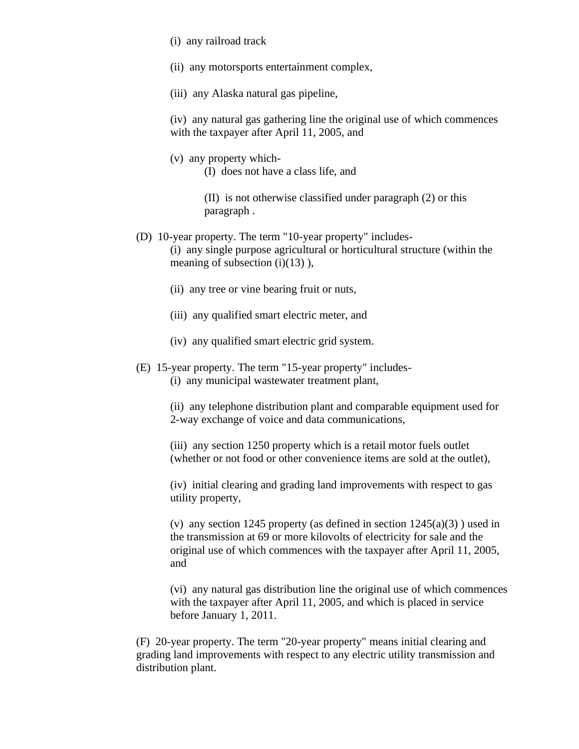(i) any railroad track

(ii) any motorsports entertainment complex,

(iii) any Alaska natural gas pipeline,

(iv) any natural gas gathering line the original use of which commences with the taxpayer after April 11, 2005, and

(v) any property which-

(I) does not have a class life, and

(II) is not otherwise classified under paragraph (2) or this paragraph .

(D) 10-year property. The term "10-year property" includes-

(i) any single purpose agricultural or horticultural structure (within the meaning of subsection (i)(13) ),

(ii) any tree or vine bearing fruit or nuts,

(iii) any qualified smart electric meter, and

(iv) any qualified smart electric grid system.

(E) 15-year property. The term "15-year property" includes-

(i) any municipal wastewater treatment plant,

(ii) any telephone distribution plant and comparable equipment used for 2-way exchange of voice and data communications,

(iii) any section 1250 property which is a retail motor fuels outlet (whether or not food or other convenience items are sold at the outlet),

(iv) initial clearing and grading land improvements with respect to gas utility property,

(v) any section 1245 property (as defined in section 1245(a)(3) ) used in the transmission at 69 or more kilovolts of electricity for sale and the original use of which commences with the taxpayer after April 11, 2005, and

(vi) any natural gas distribution line the original use of which commences with the taxpayer after April 11, 2005, and which is placed in service before January 1, 2011.

(F) 20-year property. The term "20-year property" means initial clearing and grading land improvements with respect to any electric utility transmission and distribution plant.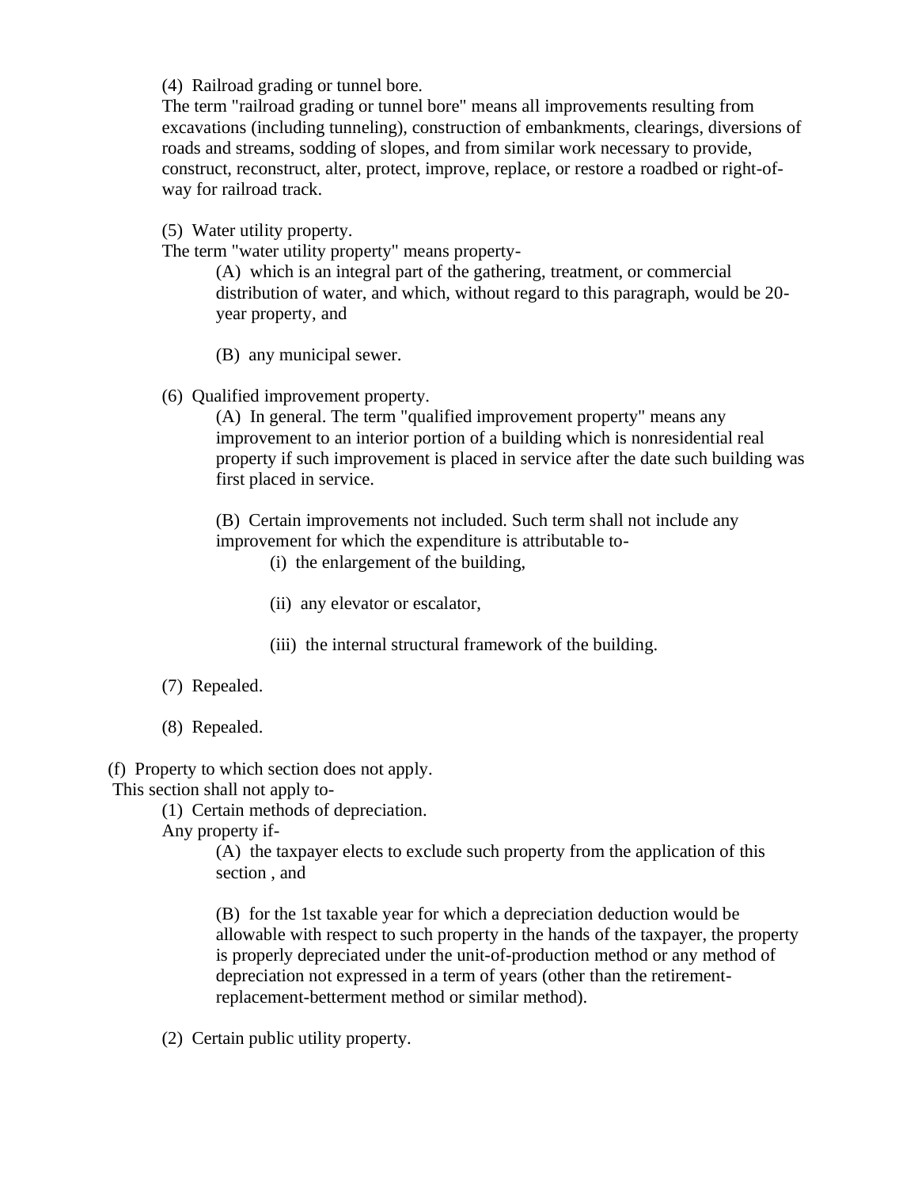(4) Railroad grading or tunnel bore.

The term "railroad grading or tunnel bore" means all improvements resulting from excavations (including tunneling), construction of embankments, clearings, diversions of roads and streams, sodding of slopes, and from similar work necessary to provide, construct, reconstruct, alter, protect, improve, replace, or restore a roadbed or right-of-way for railroad track.

(5) Water utility property.

The term "water utility property" means property-

(A) which is an integral part of the gathering, treatment, or commercial distribution of water, and which, without regard to this paragraph, would be 20-year property, and

(B) any municipal sewer.

(6) Qualified improvement property.

(A) In general. The term "qualified improvement property" means any improvement to an interior portion of a building which is nonresidential real property if such improvement is placed in service after the date such building was first placed in service.

(B) Certain improvements not included. Such term shall not include any improvement for which the expenditure is attributable to-

(i) the enlargement of the building,

(ii) any elevator or escalator,

(iii) the internal structural framework of the building.

(7) Repealed.

(8) Repealed.

(f) Property to which section does not apply.

This section shall not apply to-

(1) Certain methods of depreciation.

Any property if-

(A) the taxpayer elects to exclude such property from the application of this section , and

(B) for the 1st taxable year for which a depreciation deduction would be allowable with respect to such property in the hands of the taxpayer, the property is properly depreciated under the unit-of-production method or any method of depreciation not expressed in a term of years (other than the retirement-replacement-betterment method or similar method).

(2) Certain public utility property.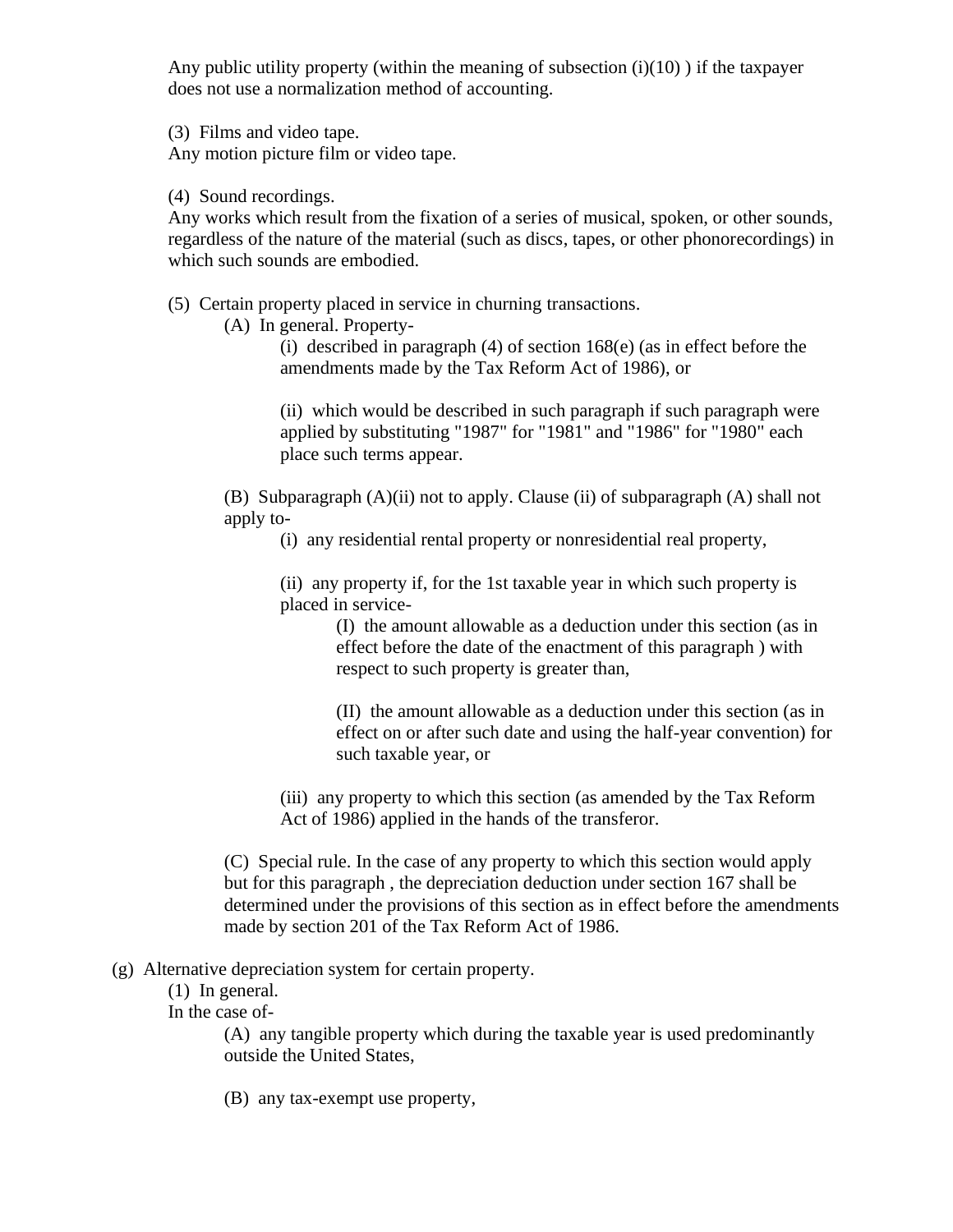Any public utility property (within the meaning of subsection (i)(10) ) if the taxpayer does not use a normalization method of accounting.

(3) Films and video tape.
Any motion picture film or video tape.

(4) Sound recordings.
Any works which result from the fixation of a series of musical, spoken, or other sounds, regardless of the nature of the material (such as discs, tapes, or other phonorecordings) in which such sounds are embodied.

(5) Certain property placed in service in churning transactions.

(A) In general. Property-

(i) described in paragraph (4) of section 168(e) (as in effect before the amendments made by the Tax Reform Act of 1986), or

(ii) which would be described in such paragraph if such paragraph were applied by substituting "1987" for "1981" and "1986" for "1980" each place such terms appear.

(B) Subparagraph (A)(ii) not to apply. Clause (ii) of subparagraph (A) shall not apply to-

(i) any residential rental property or nonresidential real property,

(ii) any property if, for the 1st taxable year in which such property is placed in service-

(I) the amount allowable as a deduction under this section (as in effect before the date of the enactment of this paragraph ) with respect to such property is greater than,

(II) the amount allowable as a deduction under this section (as in effect on or after such date and using the half-year convention) for such taxable year, or

(iii) any property to which this section (as amended by the Tax Reform Act of 1986) applied in the hands of the transferor.

(C) Special rule. In the case of any property to which this section would apply but for this paragraph , the depreciation deduction under section 167 shall be determined under the provisions of this section as in effect before the amendments made by section 201 of the Tax Reform Act of 1986.

(g) Alternative depreciation system for certain property.

(1) In general.
In the case of-

(A) any tangible property which during the taxable year is used predominantly outside the United States,

(B) any tax-exempt use property,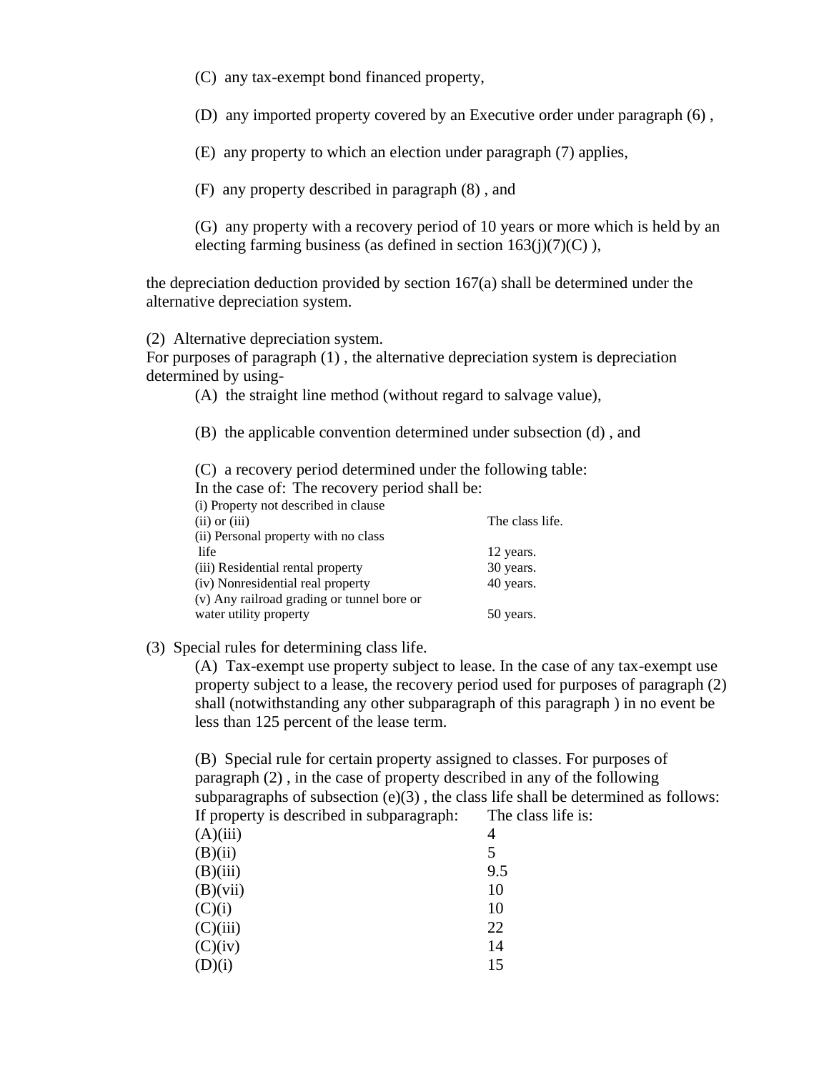(C) any tax-exempt bond financed property,

(D) any imported property covered by an Executive order under paragraph (6) ,

(E) any property to which an election under paragraph (7) applies,

(F) any property described in paragraph (8) , and

(G) any property with a recovery period of 10 years or more which is held by an electing farming business (as defined in section 163(j)(7)(C) ),

the depreciation deduction provided by section 167(a) shall be determined under the alternative depreciation system.

(2) Alternative depreciation system.
For purposes of paragraph (1) , the alternative depreciation system is depreciation determined by using-

(A) the straight line method (without regard to salvage value),

(B) the applicable convention determined under subsection (d) , and

(C) a recovery period determined under the following table:

| In the case of: | The recovery period shall be: |
|---|---|
| (i) Property not described in clause (ii) or (iii) | The class life. |
| (ii) Personal property with no class life | 12 years. |
| (iii) Residential rental property | 30 years. |
| (iv) Nonresidential real property | 40 years. |
| (v) Any railroad grading or tunnel bore or water utility property | 50 years. |

(3) Special rules for determining class life.

(A) Tax-exempt use property subject to lease. In the case of any tax-exempt use property subject to a lease, the recovery period used for purposes of paragraph (2) shall (notwithstanding any other subparagraph of this paragraph ) in no event be less than 125 percent of the lease term.

(B) Special rule for certain property assigned to classes. For purposes of paragraph (2) , in the case of property described in any of the following subparagraphs of subsection (e)(3) , the class life shall be determined as follows:

| If property is described in subparagraph: | The class life is: |
|---|---|
| (A)(iii) | 4 |
| (B)(ii) | 5 |
| (B)(iii) | 9.5 |
| (B)(vii) | 10 |
| (C)(i) | 10 |
| (C)(iii) | 22 |
| (C)(iv) | 14 |
| (D)(i) | 15 |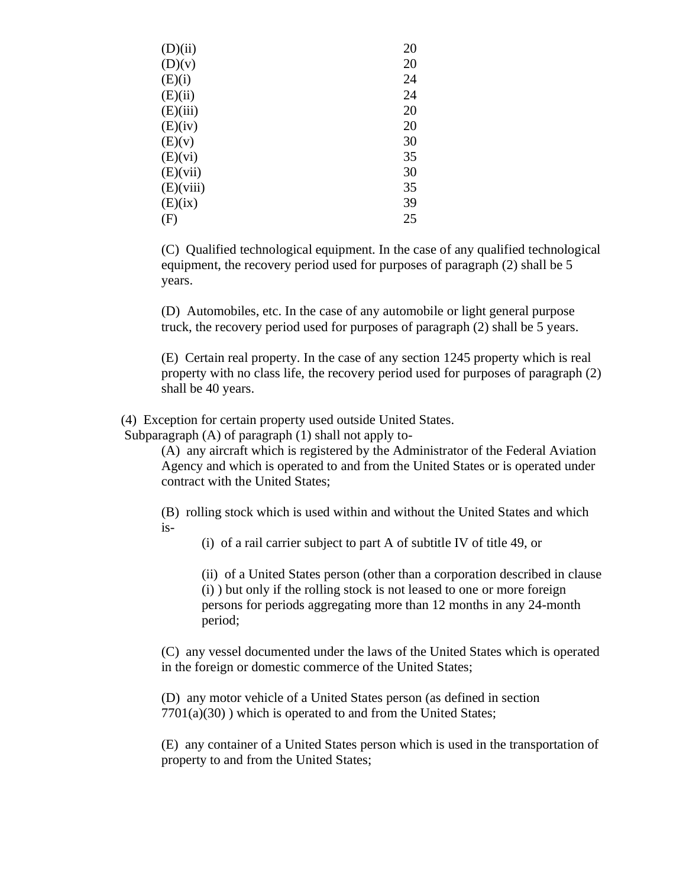| | |
|---|---|
| (D)(ii) | 20 |
| (D)(v) | 20 |
| (E)(i) | 24 |
| (E)(ii) | 24 |
| (E)(iii) | 20 |
| (E)(iv) | 20 |
| (E)(v) | 30 |
| (E)(vi) | 35 |
| (E)(vii) | 30 |
| (E)(viii) | 35 |
| (E)(ix) | 39 |
| (F) | 25 |

(C) Qualified technological equipment. In the case of any qualified technological equipment, the recovery period used for purposes of paragraph (2) shall be 5 years.

(D) Automobiles, etc. In the case of any automobile or light general purpose truck, the recovery period used for purposes of paragraph (2) shall be 5 years.

(E) Certain real property. In the case of any section 1245 property which is real property with no class life, the recovery period used for purposes of paragraph (2) shall be 40 years.

(4) Exception for certain property used outside United States.

Subparagraph (A) of paragraph (1) shall not apply to-

(A) any aircraft which is registered by the Administrator of the Federal Aviation Agency and which is operated to and from the United States or is operated under contract with the United States;

(B) rolling stock which is used within and without the United States and which is-

(i) of a rail carrier subject to part A of subtitle IV of title 49, or

(ii) of a United States person (other than a corporation described in clause (i) ) but only if the rolling stock is not leased to one or more foreign persons for periods aggregating more than 12 months in any 24-month period;

(C) any vessel documented under the laws of the United States which is operated in the foreign or domestic commerce of the United States;

(D) any motor vehicle of a United States person (as defined in section 7701(a)(30) ) which is operated to and from the United States;

(E) any container of a United States person which is used in the transportation of property to and from the United States;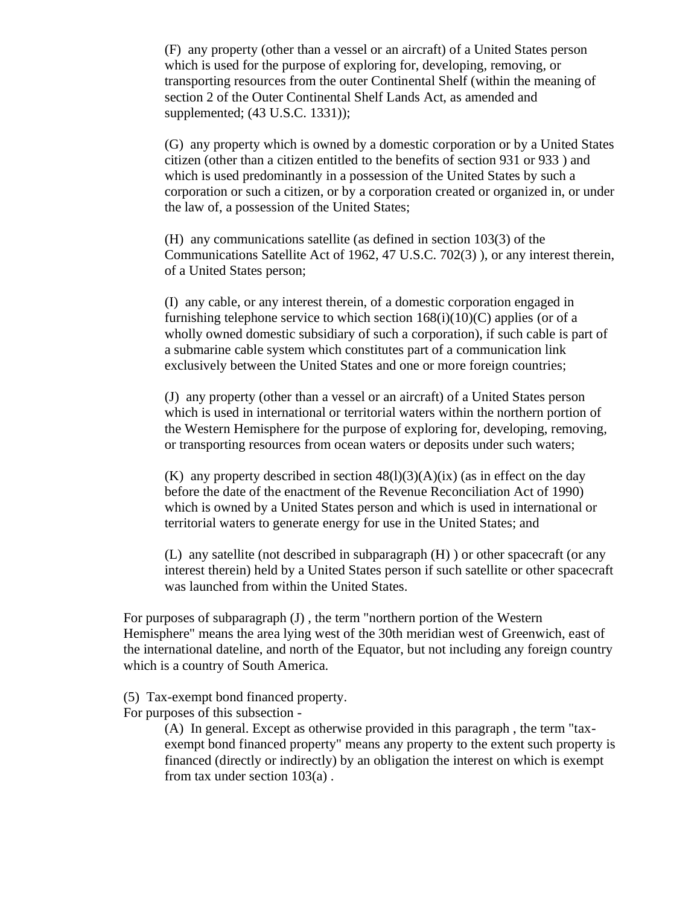(F) any property (other than a vessel or an aircraft) of a United States person which is used for the purpose of exploring for, developing, removing, or transporting resources from the outer Continental Shelf (within the meaning of section 2 of the Outer Continental Shelf Lands Act, as amended and supplemented; (43 U.S.C. 1331));

(G) any property which is owned by a domestic corporation or by a United States citizen (other than a citizen entitled to the benefits of section 931 or 933 ) and which is used predominantly in a possession of the United States by such a corporation or such a citizen, or by a corporation created or organized in, or under the law of, a possession of the United States;

(H) any communications satellite (as defined in section 103(3) of the Communications Satellite Act of 1962, 47 U.S.C. 702(3) ), or any interest therein, of a United States person;

(I) any cable, or any interest therein, of a domestic corporation engaged in furnishing telephone service to which section 168(i)(10)(C) applies (or of a wholly owned domestic subsidiary of such a corporation), if such cable is part of a submarine cable system which constitutes part of a communication link exclusively between the United States and one or more foreign countries;

(J) any property (other than a vessel or an aircraft) of a United States person which is used in international or territorial waters within the northern portion of the Western Hemisphere for the purpose of exploring for, developing, removing, or transporting resources from ocean waters or deposits under such waters;

(K) any property described in section 48(l)(3)(A)(ix) (as in effect on the day before the date of the enactment of the Revenue Reconciliation Act of 1990) which is owned by a United States person and which is used in international or territorial waters to generate energy for use in the United States; and

(L) any satellite (not described in subparagraph (H) ) or other spacecraft (or any interest therein) held by a United States person if such satellite or other spacecraft was launched from within the United States.

For purposes of subparagraph (J) , the term "northern portion of the Western Hemisphere" means the area lying west of the 30th meridian west of Greenwich, east of the international dateline, and north of the Equator, but not including any foreign country which is a country of South America.

(5) Tax-exempt bond financed property.
For purposes of this subsection -

(A) In general. Except as otherwise provided in this paragraph , the term "tax-exempt bond financed property" means any property to the extent such property is financed (directly or indirectly) by an obligation the interest on which is exempt from tax under section 103(a) .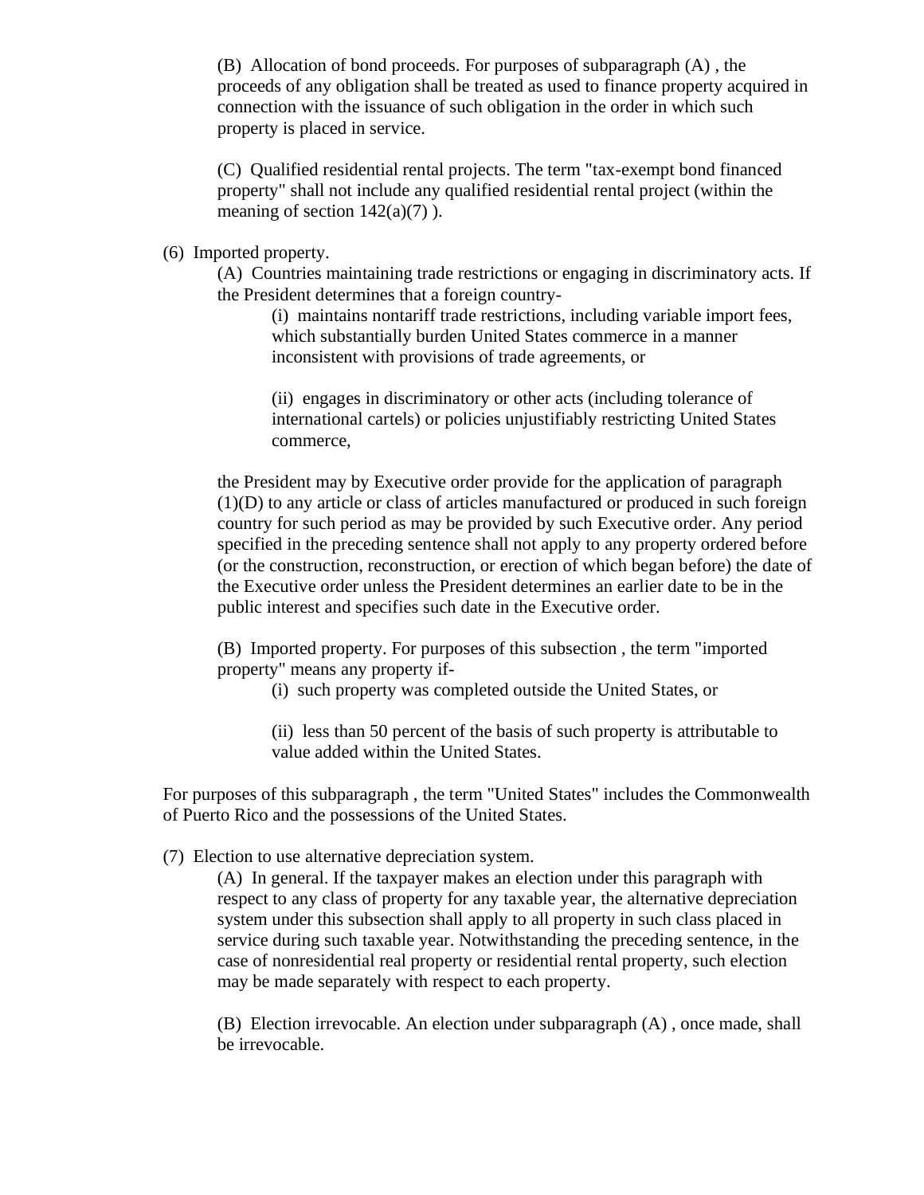(B) Allocation of bond proceeds. For purposes of subparagraph (A) , the proceeds of any obligation shall be treated as used to finance property acquired in connection with the issuance of such obligation in the order in which such property is placed in service.

(C) Qualified residential rental projects. The term "tax-exempt bond financed property" shall not include any qualified residential rental project (within the meaning of section 142(a)(7) ).

(6) Imported property.

(A) Countries maintaining trade restrictions or engaging in discriminatory acts. If the President determines that a foreign country-

(i) maintains nontariff trade restrictions, including variable import fees, which substantially burden United States commerce in a manner inconsistent with provisions of trade agreements, or

(ii) engages in discriminatory or other acts (including tolerance of international cartels) or policies unjustifiably restricting United States commerce,

the President may by Executive order provide for the application of paragraph (1)(D) to any article or class of articles manufactured or produced in such foreign country for such period as may be provided by such Executive order. Any period specified in the preceding sentence shall not apply to any property ordered before (or the construction, reconstruction, or erection of which began before) the date of the Executive order unless the President determines an earlier date to be in the public interest and specifies such date in the Executive order.

(B) Imported property. For purposes of this subsection , the term "imported property" means any property if-

(i) such property was completed outside the United States, or

(ii) less than 50 percent of the basis of such property is attributable to value added within the United States.

For purposes of this subparagraph , the term "United States" includes the Commonwealth of Puerto Rico and the possessions of the United States.

(7) Election to use alternative depreciation system.

(A) In general. If the taxpayer makes an election under this paragraph with respect to any class of property for any taxable year, the alternative depreciation system under this subsection shall apply to all property in such class placed in service during such taxable year. Notwithstanding the preceding sentence, in the case of nonresidential real property or residential rental property, such election may be made separately with respect to each property.

(B) Election irrevocable. An election under subparagraph (A) , once made, shall be irrevocable.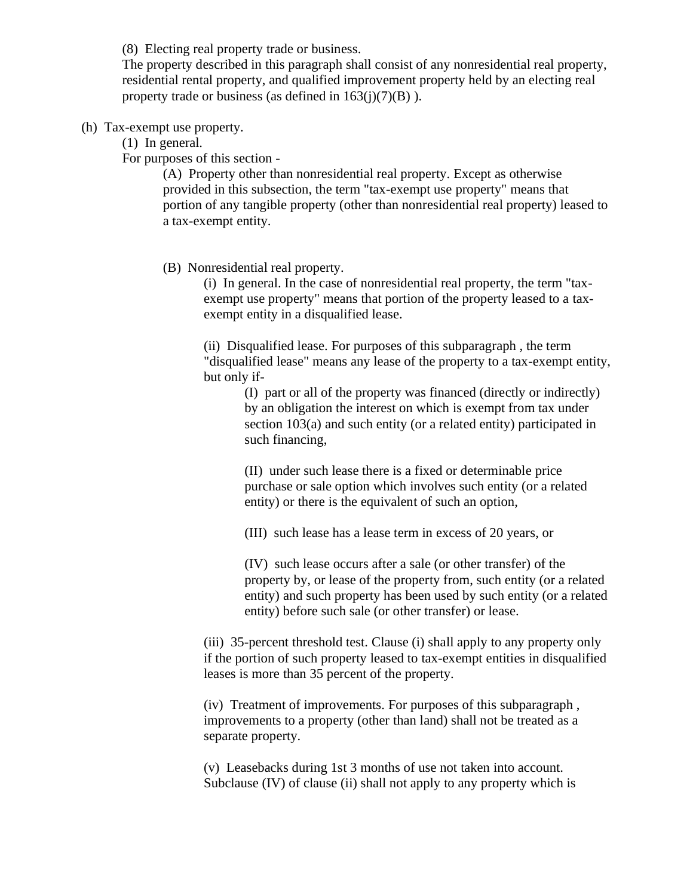(8) Electing real property trade or business.

The property described in this paragraph shall consist of any nonresidential real property, residential rental property, and qualified improvement property held by an electing real property trade or business (as defined in 163(j)(7)(B) ).

(h) Tax-exempt use property.

(1) In general.

For purposes of this section -

(A) Property other than nonresidential real property. Except as otherwise provided in this subsection, the term "tax-exempt use property" means that portion of any tangible property (other than nonresidential real property) leased to a tax-exempt entity.

(B) Nonresidential real property.

(i) In general. In the case of nonresidential real property, the term "tax-exempt use property" means that portion of the property leased to a tax-exempt entity in a disqualified lease.

(ii) Disqualified lease. For purposes of this subparagraph , the term "disqualified lease" means any lease of the property to a tax-exempt entity, but only if-

(I) part or all of the property was financed (directly or indirectly) by an obligation the interest on which is exempt from tax under section 103(a) and such entity (or a related entity) participated in such financing,

(II) under such lease there is a fixed or determinable price purchase or sale option which involves such entity (or a related entity) or there is the equivalent of such an option,

(III) such lease has a lease term in excess of 20 years, or

(IV) such lease occurs after a sale (or other transfer) of the property by, or lease of the property from, such entity (or a related entity) and such property has been used by such entity (or a related entity) before such sale (or other transfer) or lease.

(iii) 35-percent threshold test. Clause (i) shall apply to any property only if the portion of such property leased to tax-exempt entities in disqualified leases is more than 35 percent of the property.

(iv) Treatment of improvements. For purposes of this subparagraph , improvements to a property (other than land) shall not be treated as a separate property.

(v) Leasebacks during 1st 3 months of use not taken into account. Subclause (IV) of clause (ii) shall not apply to any property which is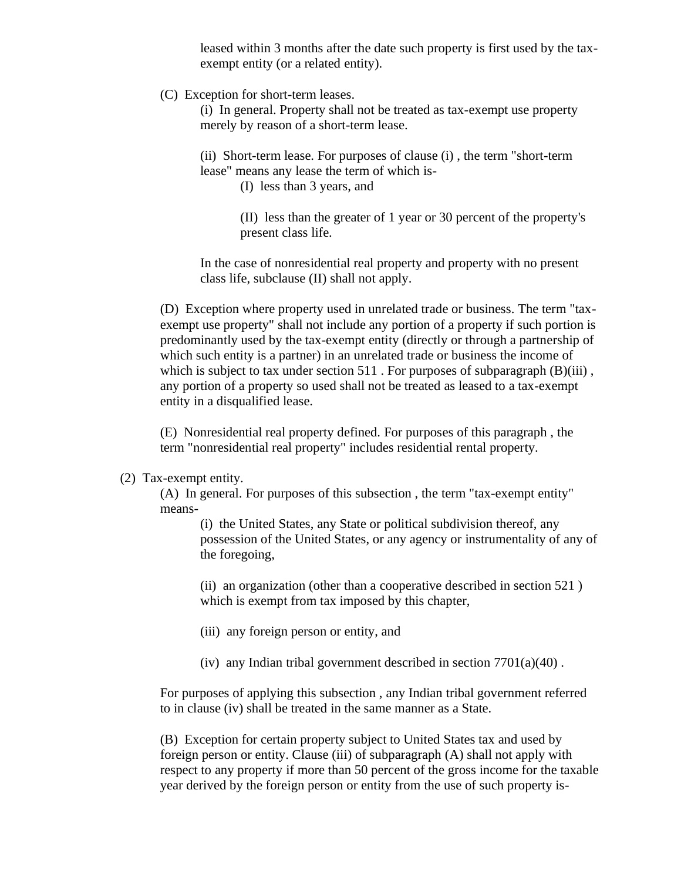leased within 3 months after the date such property is first used by the tax-exempt entity (or a related entity).

(C) Exception for short-term leases.

(i) In general. Property shall not be treated as tax-exempt use property merely by reason of a short-term lease.

(ii) Short-term lease. For purposes of clause (i) , the term "short-term lease" means any lease the term of which is-

(I) less than 3 years, and

(II) less than the greater of 1 year or 30 percent of the property's present class life.

In the case of nonresidential real property and property with no present class life, subclause (II) shall not apply.

(D) Exception where property used in unrelated trade or business. The term "tax-exempt use property" shall not include any portion of a property if such portion is predominantly used by the tax-exempt entity (directly or through a partnership of which such entity is a partner) in an unrelated trade or business the income of which is subject to tax under section 511 . For purposes of subparagraph (B)(iii) , any portion of a property so used shall not be treated as leased to a tax-exempt entity in a disqualified lease.

(E) Nonresidential real property defined. For purposes of this paragraph , the term "nonresidential real property" includes residential rental property.

(2) Tax-exempt entity.

(A) In general. For purposes of this subsection , the term "tax-exempt entity" means-

(i) the United States, any State or political subdivision thereof, any possession of the United States, or any agency or instrumentality of any of the foregoing,

(ii) an organization (other than a cooperative described in section 521 ) which is exempt from tax imposed by this chapter,

(iii) any foreign person or entity, and

(iv) any Indian tribal government described in section 7701(a)(40) .

For purposes of applying this subsection , any Indian tribal government referred to in clause (iv) shall be treated in the same manner as a State.

(B) Exception for certain property subject to United States tax and used by foreign person or entity. Clause (iii) of subparagraph (A) shall not apply with respect to any property if more than 50 percent of the gross income for the taxable year derived by the foreign person or entity from the use of such property is-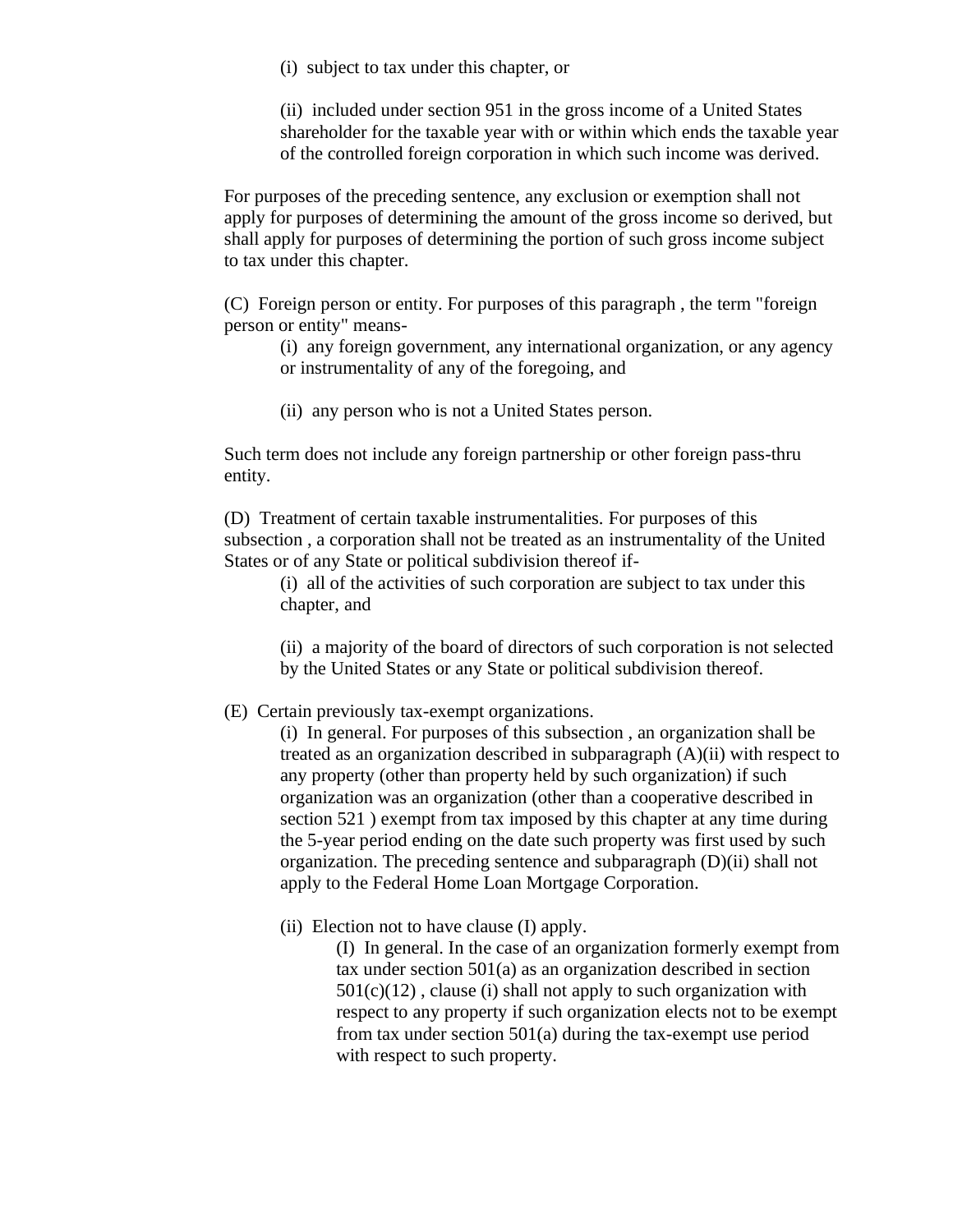(i) subject to tax under this chapter, or

(ii) included under section 951 in the gross income of a United States shareholder for the taxable year with or within which ends the taxable year of the controlled foreign corporation in which such income was derived.

For purposes of the preceding sentence, any exclusion or exemption shall not apply for purposes of determining the amount of the gross income so derived, but shall apply for purposes of determining the portion of such gross income subject to tax under this chapter.

(C) Foreign person or entity. For purposes of this paragraph , the term "foreign person or entity" means-

(i) any foreign government, any international organization, or any agency or instrumentality of any of the foregoing, and

(ii) any person who is not a United States person.

Such term does not include any foreign partnership or other foreign pass-thru entity.

(D) Treatment of certain taxable instrumentalities. For purposes of this subsection , a corporation shall not be treated as an instrumentality of the United States or of any State or political subdivision thereof if-

(i) all of the activities of such corporation are subject to tax under this chapter, and

(ii) a majority of the board of directors of such corporation is not selected by the United States or any State or political subdivision thereof.

(E) Certain previously tax-exempt organizations.

(i) In general. For purposes of this subsection , an organization shall be treated as an organization described in subparagraph (A)(ii) with respect to any property (other than property held by such organization) if such organization was an organization (other than a cooperative described in section 521 ) exempt from tax imposed by this chapter at any time during the 5-year period ending on the date such property was first used by such organization. The preceding sentence and subparagraph (D)(ii) shall not apply to the Federal Home Loan Mortgage Corporation.

(ii) Election not to have clause (I) apply.

(I) In general. In the case of an organization formerly exempt from tax under section 501(a) as an organization described in section 501(c)(12) , clause (i) shall not apply to such organization with respect to any property if such organization elects not to be exempt from tax under section 501(a) during the tax-exempt use period with respect to such property.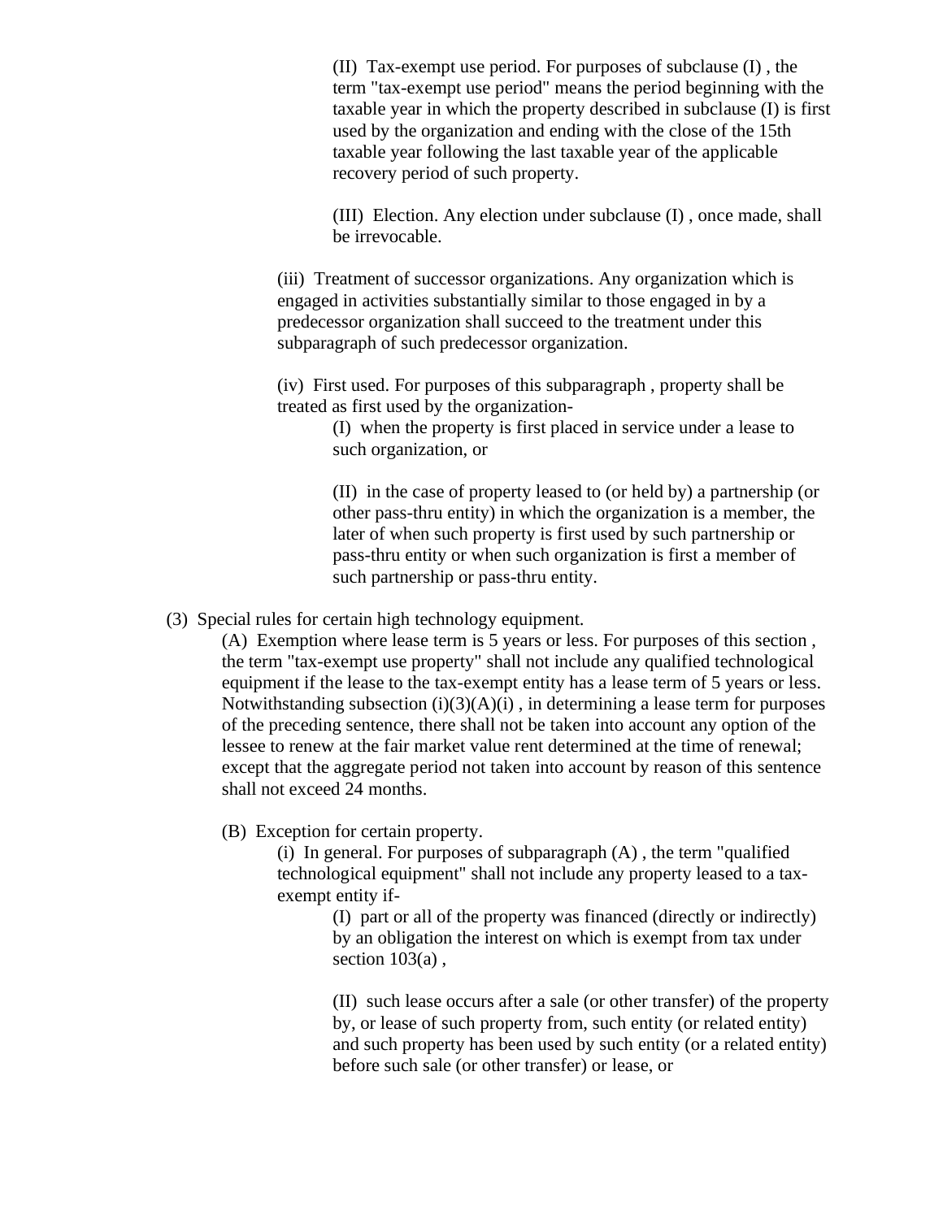(II) Tax-exempt use period. For purposes of subclause (I) , the term "tax-exempt use period" means the period beginning with the taxable year in which the property described in subclause (I) is first used by the organization and ending with the close of the 15th taxable year following the last taxable year of the applicable recovery period of such property.

(III) Election. Any election under subclause (I) , once made, shall be irrevocable.

(iii) Treatment of successor organizations. Any organization which is engaged in activities substantially similar to those engaged in by a predecessor organization shall succeed to the treatment under this subparagraph of such predecessor organization.

(iv) First used. For purposes of this subparagraph , property shall be treated as first used by the organization-

(I) when the property is first placed in service under a lease to such organization, or

(II) in the case of property leased to (or held by) a partnership (or other pass-thru entity) in which the organization is a member, the later of when such property is first used by such partnership or pass-thru entity or when such organization is first a member of such partnership or pass-thru entity.

(3) Special rules for certain high technology equipment.

(A) Exemption where lease term is 5 years or less. For purposes of this section , the term "tax-exempt use property" shall not include any qualified technological equipment if the lease to the tax-exempt entity has a lease term of 5 years or less. Notwithstanding subsection (i)(3)(A)(i) , in determining a lease term for purposes of the preceding sentence, there shall not be taken into account any option of the lessee to renew at the fair market value rent determined at the time of renewal; except that the aggregate period not taken into account by reason of this sentence shall not exceed 24 months.

(B) Exception for certain property.

(i) In general. For purposes of subparagraph (A) , the term "qualified technological equipment" shall not include any property leased to a tax-exempt entity if-

(I) part or all of the property was financed (directly or indirectly) by an obligation the interest on which is exempt from tax under section 103(a) ,

(II) such lease occurs after a sale (or other transfer) of the property by, or lease of such property from, such entity (or related entity) and such property has been used by such entity (or a related entity) before such sale (or other transfer) or lease, or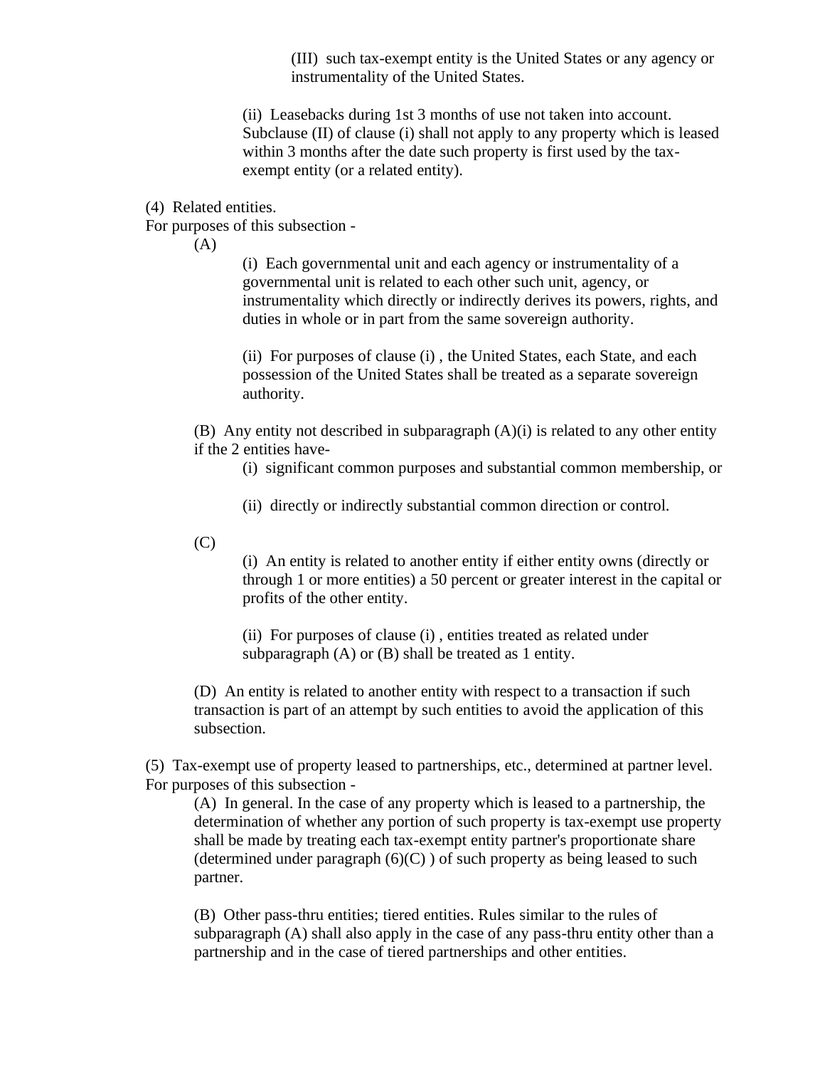(III) such tax-exempt entity is the United States or any agency or instrumentality of the United States.

(ii) Leasebacks during 1st 3 months of use not taken into account. Subclause (II) of clause (i) shall not apply to any property which is leased within 3 months after the date such property is first used by the tax-exempt entity (or a related entity).

(4) Related entities.
For purposes of this subsection -

(A)

(i) Each governmental unit and each agency or instrumentality of a governmental unit is related to each other such unit, agency, or instrumentality which directly or indirectly derives its powers, rights, and duties in whole or in part from the same sovereign authority.

(ii) For purposes of clause (i) , the United States, each State, and each possession of the United States shall be treated as a separate sovereign authority.

(B) Any entity not described in subparagraph (A)(i) is related to any other entity if the 2 entities have-

(i) significant common purposes and substantial common membership, or

(ii) directly or indirectly substantial common direction or control.

(C)

(i) An entity is related to another entity if either entity owns (directly or through 1 or more entities) a 50 percent or greater interest in the capital or profits of the other entity.

(ii) For purposes of clause (i) , entities treated as related under subparagraph (A) or (B) shall be treated as 1 entity.

(D) An entity is related to another entity with respect to a transaction if such transaction is part of an attempt by such entities to avoid the application of this subsection.

(5) Tax-exempt use of property leased to partnerships, etc., determined at partner level.
For purposes of this subsection -

(A) In general. In the case of any property which is leased to a partnership, the determination of whether any portion of such property is tax-exempt use property shall be made by treating each tax-exempt entity partner's proportionate share (determined under paragraph (6)(C) ) of such property as being leased to such partner.

(B) Other pass-thru entities; tiered entities. Rules similar to the rules of subparagraph (A) shall also apply in the case of any pass-thru entity other than a partnership and in the case of tiered partnerships and other entities.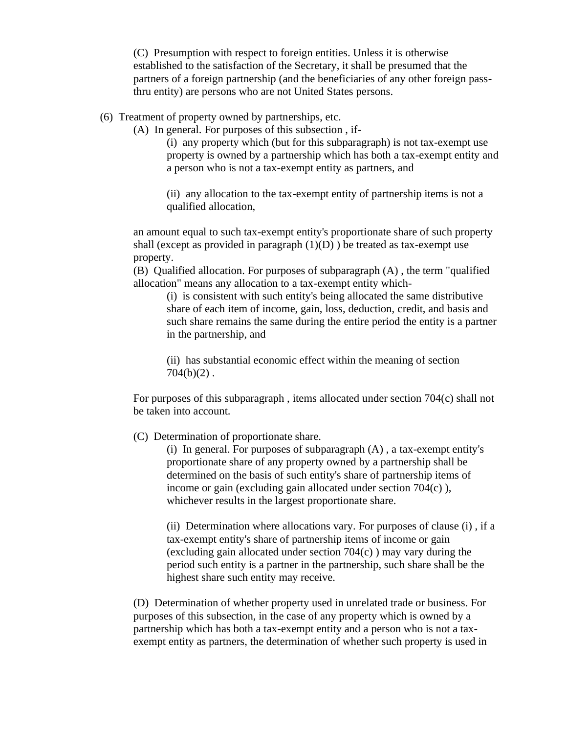(C) Presumption with respect to foreign entities. Unless it is otherwise established to the satisfaction of the Secretary, it shall be presumed that the partners of a foreign partnership (and the beneficiaries of any other foreign pass-thru entity) are persons who are not United States persons.

(6) Treatment of property owned by partnerships, etc.

(A) In general. For purposes of this subsection , if-

(i) any property which (but for this subparagraph) is not tax-exempt use property is owned by a partnership which has both a tax-exempt entity and a person who is not a tax-exempt entity as partners, and

(ii) any allocation to the tax-exempt entity of partnership items is not a qualified allocation,

an amount equal to such tax-exempt entity's proportionate share of such property shall (except as provided in paragraph (1)(D) ) be treated as tax-exempt use property.

(B) Qualified allocation. For purposes of subparagraph (A) , the term "qualified allocation" means any allocation to a tax-exempt entity which-

(i) is consistent with such entity's being allocated the same distributive share of each item of income, gain, loss, deduction, credit, and basis and such share remains the same during the entire period the entity is a partner in the partnership, and

(ii) has substantial economic effect within the meaning of section 704(b)(2) .

For purposes of this subparagraph , items allocated under section 704(c) shall not be taken into account.

(C) Determination of proportionate share.

(i) In general. For purposes of subparagraph (A) , a tax-exempt entity's proportionate share of any property owned by a partnership shall be determined on the basis of such entity's share of partnership items of income or gain (excluding gain allocated under section 704(c) ), whichever results in the largest proportionate share.

(ii) Determination where allocations vary. For purposes of clause (i) , if a tax-exempt entity's share of partnership items of income or gain (excluding gain allocated under section 704(c) ) may vary during the period such entity is a partner in the partnership, such share shall be the highest share such entity may receive.

(D) Determination of whether property used in unrelated trade or business. For purposes of this subsection, in the case of any property which is owned by a partnership which has both a tax-exempt entity and a person who is not a tax-exempt entity as partners, the determination of whether such property is used in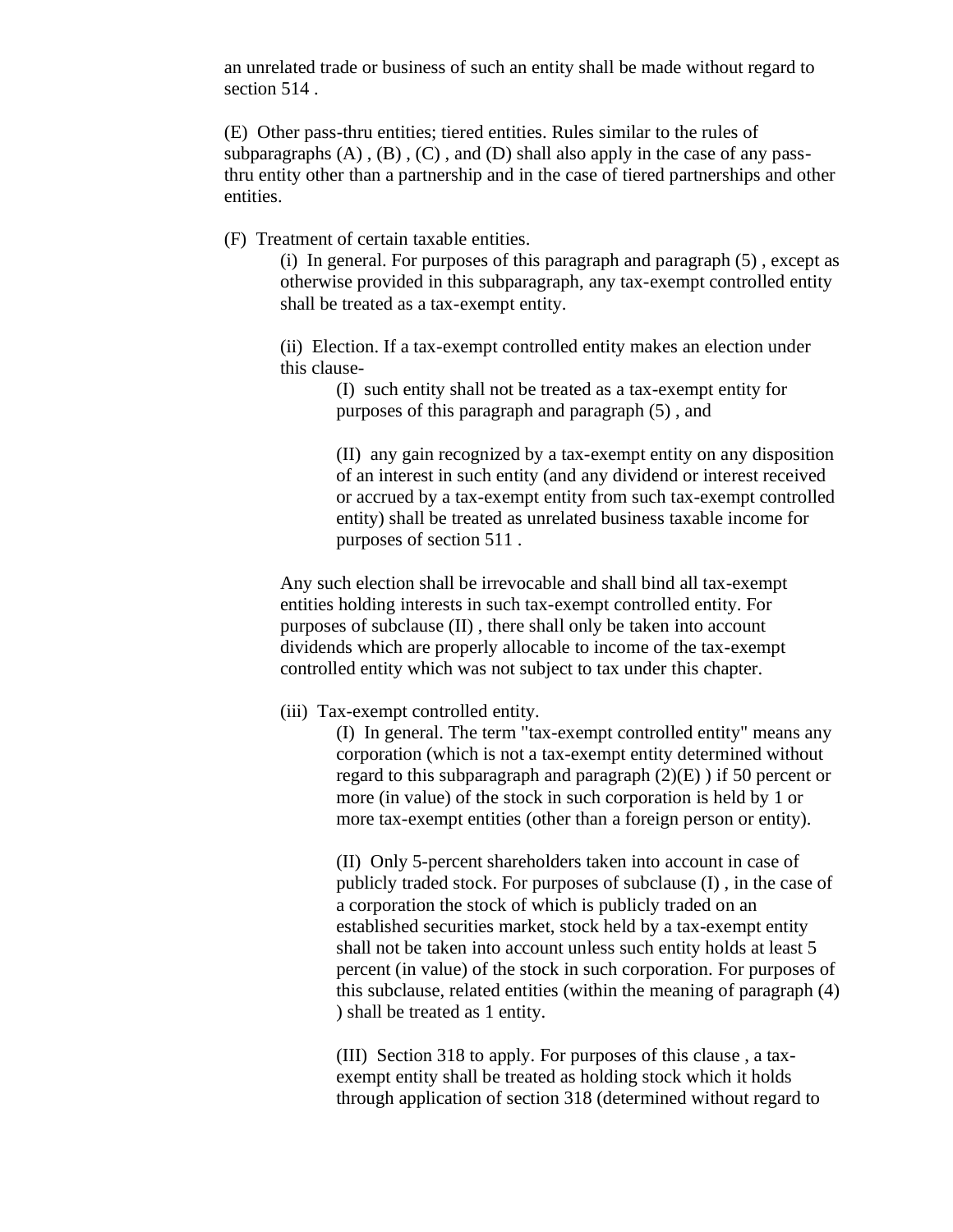an unrelated trade or business of such an entity shall be made without regard to section 514 .

(E) Other pass-thru entities; tiered entities. Rules similar to the rules of subparagraphs (A) , (B) , (C) , and (D) shall also apply in the case of any pass-thru entity other than a partnership and in the case of tiered partnerships and other entities.

(F) Treatment of certain taxable entities.

(i) In general. For purposes of this paragraph and paragraph (5) , except as otherwise provided in this subparagraph, any tax-exempt controlled entity shall be treated as a tax-exempt entity.

(ii) Election. If a tax-exempt controlled entity makes an election under this clause-

(I) such entity shall not be treated as a tax-exempt entity for purposes of this paragraph and paragraph (5) , and

(II) any gain recognized by a tax-exempt entity on any disposition of an interest in such entity (and any dividend or interest received or accrued by a tax-exempt entity from such tax-exempt controlled entity) shall be treated as unrelated business taxable income for purposes of section 511 .

Any such election shall be irrevocable and shall bind all tax-exempt entities holding interests in such tax-exempt controlled entity. For purposes of subclause (II) , there shall only be taken into account dividends which are properly allocable to income of the tax-exempt controlled entity which was not subject to tax under this chapter.

(iii) Tax-exempt controlled entity.

(I) In general. The term "tax-exempt controlled entity" means any corporation (which is not a tax-exempt entity determined without regard to this subparagraph and paragraph (2)(E) ) if 50 percent or more (in value) of the stock in such corporation is held by 1 or more tax-exempt entities (other than a foreign person or entity).

(II) Only 5-percent shareholders taken into account in case of publicly traded stock. For purposes of subclause (I) , in the case of a corporation the stock of which is publicly traded on an established securities market, stock held by a tax-exempt entity shall not be taken into account unless such entity holds at least 5 percent (in value) of the stock in such corporation. For purposes of this subclause, related entities (within the meaning of paragraph (4) ) shall be treated as 1 entity.

(III) Section 318 to apply. For purposes of this clause , a tax-exempt entity shall be treated as holding stock which it holds through application of section 318 (determined without regard to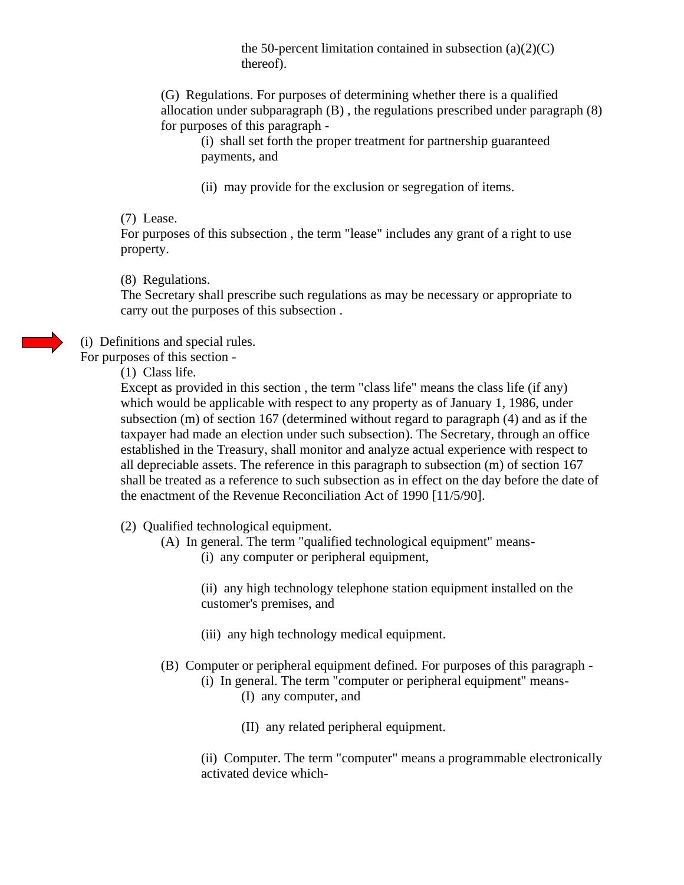the 50-percent limitation contained in subsection (a)(2)(C) thereof).

(G) Regulations. For purposes of determining whether there is a qualified allocation under subparagraph (B) , the regulations prescribed under paragraph (8) for purposes of this paragraph -

(i) shall set forth the proper treatment for partnership guaranteed payments, and

(ii) may provide for the exclusion or segregation of items.

(7) Lease.
For purposes of this subsection , the term "lease" includes any grant of a right to use property.

(8) Regulations.
The Secretary shall prescribe such regulations as may be necessary or appropriate to carry out the purposes of this subsection .

(i) Definitions and special rules.
For purposes of this section -

(1) Class life.
Except as provided in this section , the term "class life" means the class life (if any) which would be applicable with respect to any property as of January 1, 1986, under subsection (m) of section 167 (determined without regard to paragraph (4) and as if the taxpayer had made an election under such subsection). The Secretary, through an office established in the Treasury, shall monitor and analyze actual experience with respect to all depreciable assets. The reference in this paragraph to subsection (m) of section 167 shall be treated as a reference to such subsection as in effect on the day before the date of the enactment of the Revenue Reconciliation Act of 1990 [11/5/90].

(2) Qualified technological equipment.

(A) In general. The term "qualified technological equipment" means-

(i) any computer or peripheral equipment,

(ii) any high technology telephone station equipment installed on the customer's premises, and

(iii) any high technology medical equipment.

(B) Computer or peripheral equipment defined. For purposes of this paragraph -

(i) In general. The term "computer or peripheral equipment" means-

(I) any computer, and

(II) any related peripheral equipment.

(ii) Computer. The term "computer" means a programmable electronically activated device which-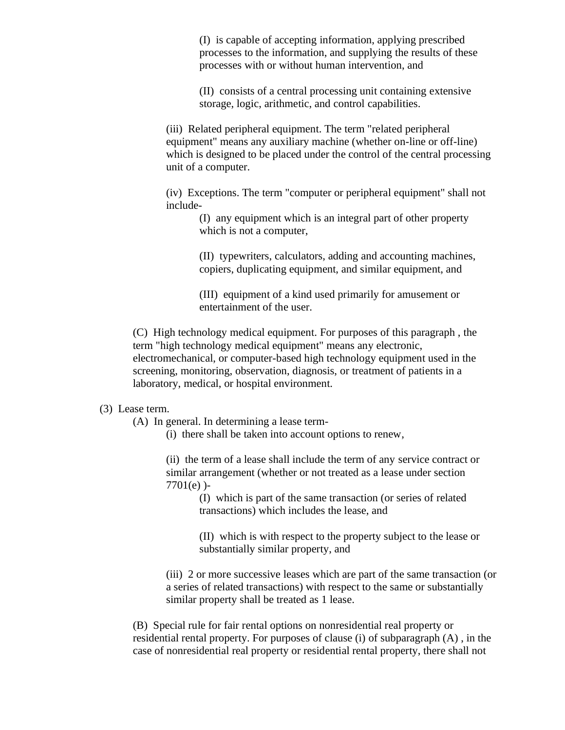(I) is capable of accepting information, applying prescribed processes to the information, and supplying the results of these processes with or without human intervention, and

(II) consists of a central processing unit containing extensive storage, logic, arithmetic, and control capabilities.

(iii) Related peripheral equipment. The term "related peripheral equipment" means any auxiliary machine (whether on-line or off-line) which is designed to be placed under the control of the central processing unit of a computer.

(iv) Exceptions. The term "computer or peripheral equipment" shall not include-

(I) any equipment which is an integral part of other property which is not a computer,

(II) typewriters, calculators, adding and accounting machines, copiers, duplicating equipment, and similar equipment, and

(III) equipment of a kind used primarily for amusement or entertainment of the user.

(C) High technology medical equipment. For purposes of this paragraph , the term "high technology medical equipment" means any electronic, electromechanical, or computer-based high technology equipment used in the screening, monitoring, observation, diagnosis, or treatment of patients in a laboratory, medical, or hospital environment.

(3) Lease term.

(A) In general. In determining a lease term-

(i) there shall be taken into account options to renew,

(ii) the term of a lease shall include the term of any service contract or similar arrangement (whether or not treated as a lease under section 7701(e) )-

(I) which is part of the same transaction (or series of related transactions) which includes the lease, and

(II) which is with respect to the property subject to the lease or substantially similar property, and

(iii) 2 or more successive leases which are part of the same transaction (or a series of related transactions) with respect to the same or substantially similar property shall be treated as 1 lease.

(B) Special rule for fair rental options on nonresidential real property or residential rental property. For purposes of clause (i) of subparagraph (A) , in the case of nonresidential real property or residential rental property, there shall not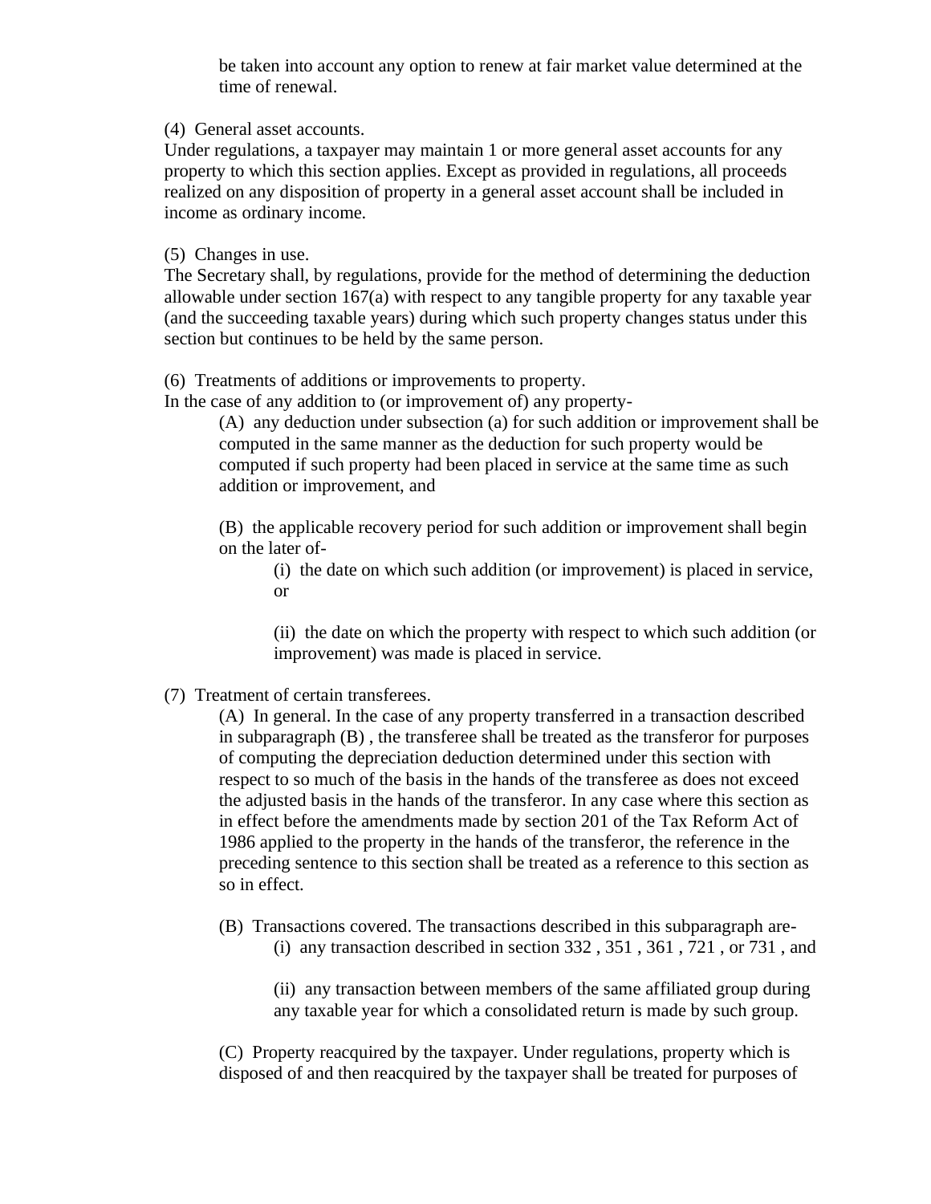be taken into account any option to renew at fair market value determined at the time of renewal.

(4) General asset accounts.
Under regulations, a taxpayer may maintain 1 or more general asset accounts for any property to which this section applies. Except as provided in regulations, all proceeds realized on any disposition of property in a general asset account shall be included in income as ordinary income.

(5) Changes in use.
The Secretary shall, by regulations, provide for the method of determining the deduction allowable under section 167(a) with respect to any tangible property for any taxable year (and the succeeding taxable years) during which such property changes status under this section but continues to be held by the same person.

(6) Treatments of additions or improvements to property.
In the case of any addition to (or improvement of) any property-

(A) any deduction under subsection (a) for such addition or improvement shall be computed in the same manner as the deduction for such property would be computed if such property had been placed in service at the same time as such addition or improvement, and

(B) the applicable recovery period for such addition or improvement shall begin on the later of-

(i) the date on which such addition (or improvement) is placed in service, or

(ii) the date on which the property with respect to which such addition (or improvement) was made is placed in service.

(7) Treatment of certain transferees.

(A) In general. In the case of any property transferred in a transaction described in subparagraph (B) , the transferee shall be treated as the transferor for purposes of computing the depreciation deduction determined under this section with respect to so much of the basis in the hands of the transferee as does not exceed the adjusted basis in the hands of the transferor. In any case where this section as in effect before the amendments made by section 201 of the Tax Reform Act of 1986 applied to the property in the hands of the transferor, the reference in the preceding sentence to this section shall be treated as a reference to this section as so in effect.

(B) Transactions covered. The transactions described in this subparagraph are-

(i) any transaction described in section 332 , 351 , 361 , 721 , or 731 , and

(ii) any transaction between members of the same affiliated group during any taxable year for which a consolidated return is made by such group.

(C) Property reacquired by the taxpayer. Under regulations, property which is disposed of and then reacquired by the taxpayer shall be treated for purposes of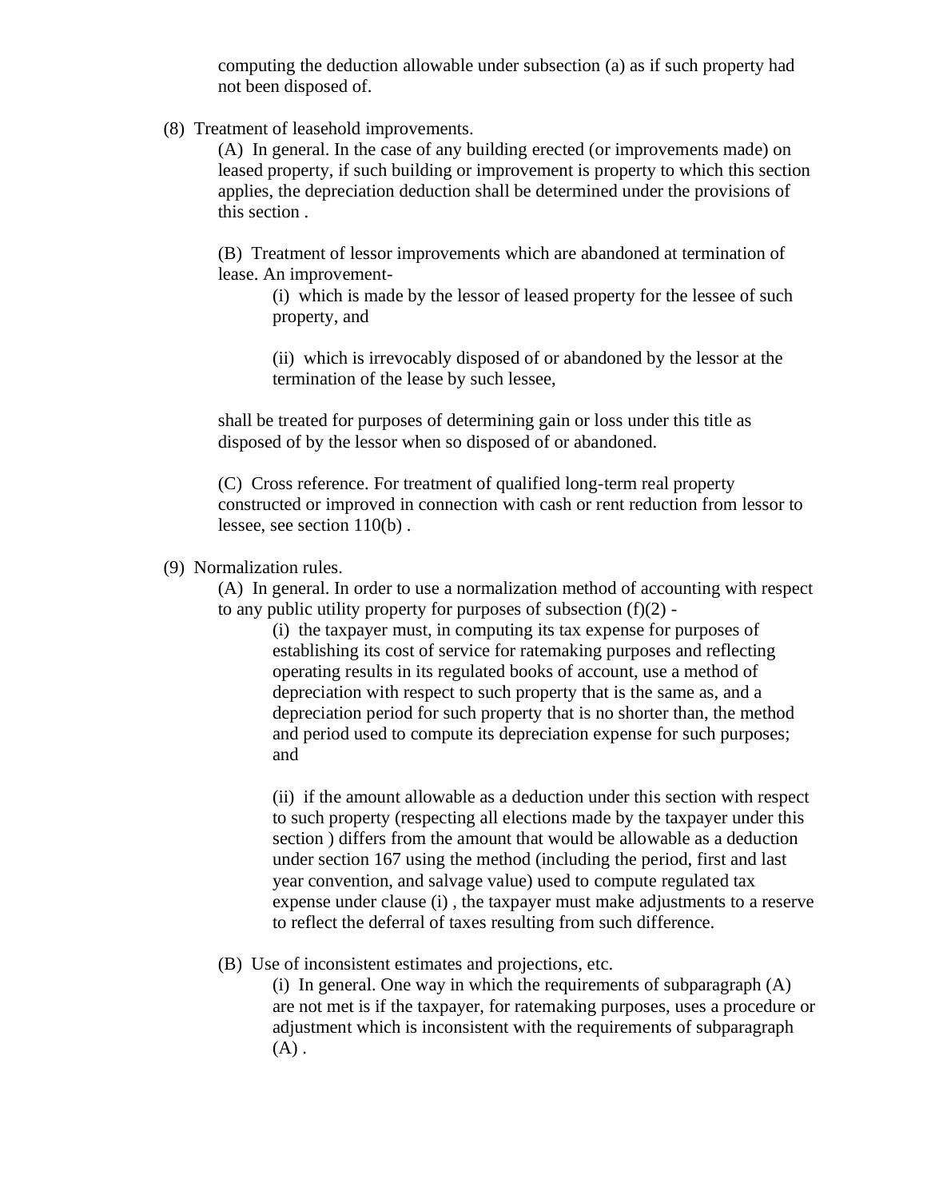computing the deduction allowable under subsection (a) as if such property had not been disposed of.

(8) Treatment of leasehold improvements.

(A) In general. In the case of any building erected (or improvements made) on leased property, if such building or improvement is property to which this section applies, the depreciation deduction shall be determined under the provisions of this section .

(B) Treatment of lessor improvements which are abandoned at termination of lease. An improvement-

(i) which is made by the lessor of leased property for the lessee of such property, and

(ii) which is irrevocably disposed of or abandoned by the lessor at the termination of the lease by such lessee,

shall be treated for purposes of determining gain or loss under this title as disposed of by the lessor when so disposed of or abandoned.

(C) Cross reference. For treatment of qualified long-term real property constructed or improved in connection with cash or rent reduction from lessor to lessee, see section 110(b) .

(9) Normalization rules.

(A) In general. In order to use a normalization method of accounting with respect to any public utility property for purposes of subsection (f)(2) -

(i) the taxpayer must, in computing its tax expense for purposes of establishing its cost of service for ratemaking purposes and reflecting operating results in its regulated books of account, use a method of depreciation with respect to such property that is the same as, and a depreciation period for such property that is no shorter than, the method and period used to compute its depreciation expense for such purposes; and

(ii) if the amount allowable as a deduction under this section with respect to such property (respecting all elections made by the taxpayer under this section ) differs from the amount that would be allowable as a deduction under section 167 using the method (including the period, first and last year convention, and salvage value) used to compute regulated tax expense under clause (i) , the taxpayer must make adjustments to a reserve to reflect the deferral of taxes resulting from such difference.

(B) Use of inconsistent estimates and projections, etc.

(i) In general. One way in which the requirements of subparagraph (A) are not met is if the taxpayer, for ratemaking purposes, uses a procedure or adjustment which is inconsistent with the requirements of subparagraph (A) .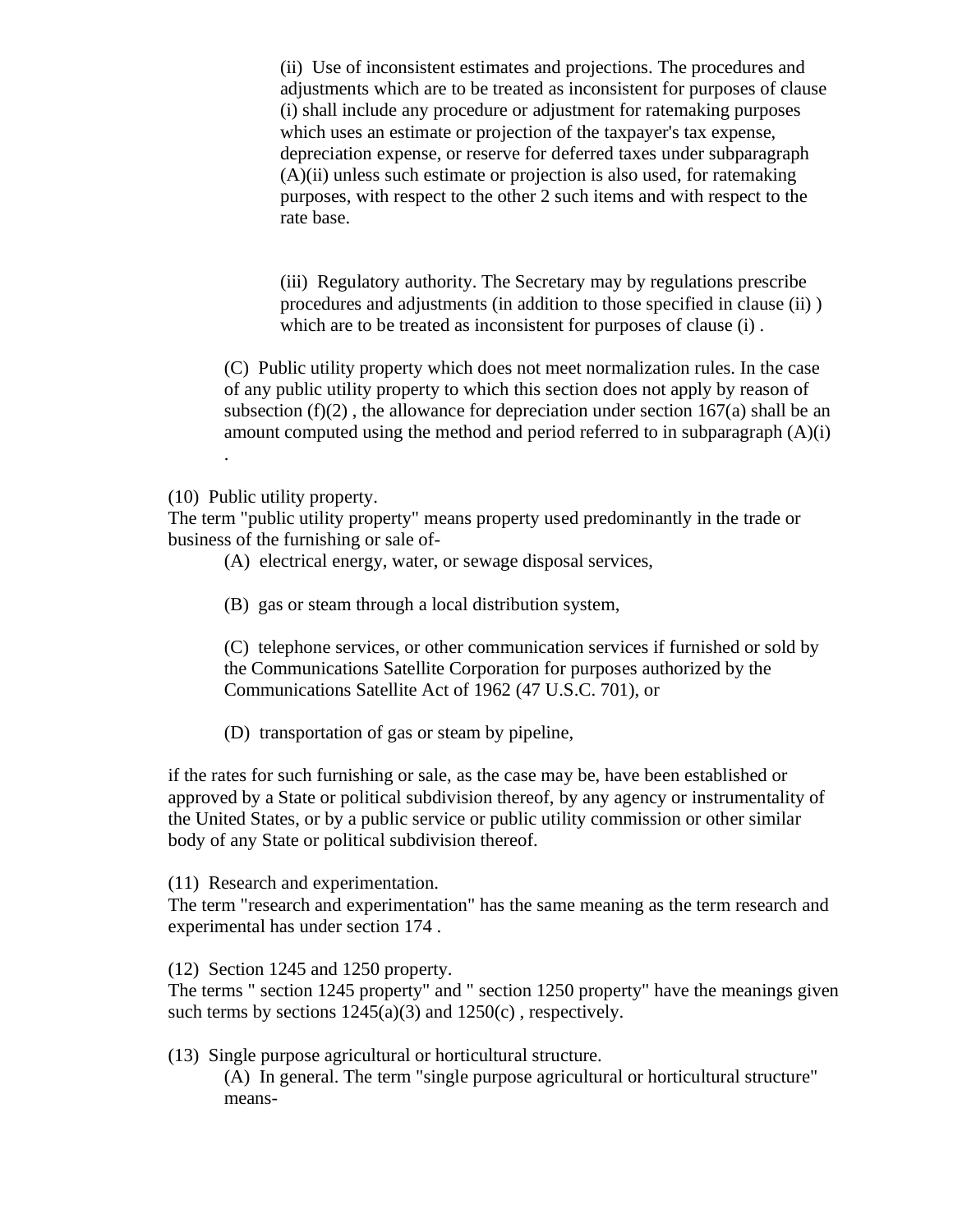(ii) Use of inconsistent estimates and projections. The procedures and adjustments which are to be treated as inconsistent for purposes of clause (i) shall include any procedure or adjustment for ratemaking purposes which uses an estimate or projection of the taxpayer's tax expense, depreciation expense, or reserve for deferred taxes under subparagraph (A)(ii) unless such estimate or projection is also used, for ratemaking purposes, with respect to the other 2 such items and with respect to the rate base.

(iii) Regulatory authority. The Secretary may by regulations prescribe procedures and adjustments (in addition to those specified in clause (ii) ) which are to be treated as inconsistent for purposes of clause (i) .

(C) Public utility property which does not meet normalization rules. In the case of any public utility property to which this section does not apply by reason of subsection (f)(2) , the allowance for depreciation under section 167(a) shall be an amount computed using the method and period referred to in subparagraph (A)(i) .

(10) Public utility property.
The term "public utility property" means property used predominantly in the trade or business of the furnishing or sale of-

(A) electrical energy, water, or sewage disposal services,

(B) gas or steam through a local distribution system,

(C) telephone services, or other communication services if furnished or sold by the Communications Satellite Corporation for purposes authorized by the Communications Satellite Act of 1962 (47 U.S.C. 701), or

(D) transportation of gas or steam by pipeline,

if the rates for such furnishing or sale, as the case may be, have been established or approved by a State or political subdivision thereof, by any agency or instrumentality of the United States, or by a public service or public utility commission or other similar body of any State or political subdivision thereof.

(11) Research and experimentation.
The term "research and experimentation" has the same meaning as the term research and experimental has under section 174 .

(12) Section 1245 and 1250 property.
The terms " section 1245 property" and " section 1250 property" have the meanings given such terms by sections 1245(a)(3) and 1250(c) , respectively.

(13) Single purpose agricultural or horticultural structure.

(A) In general. The term "single purpose agricultural or horticultural structure" means-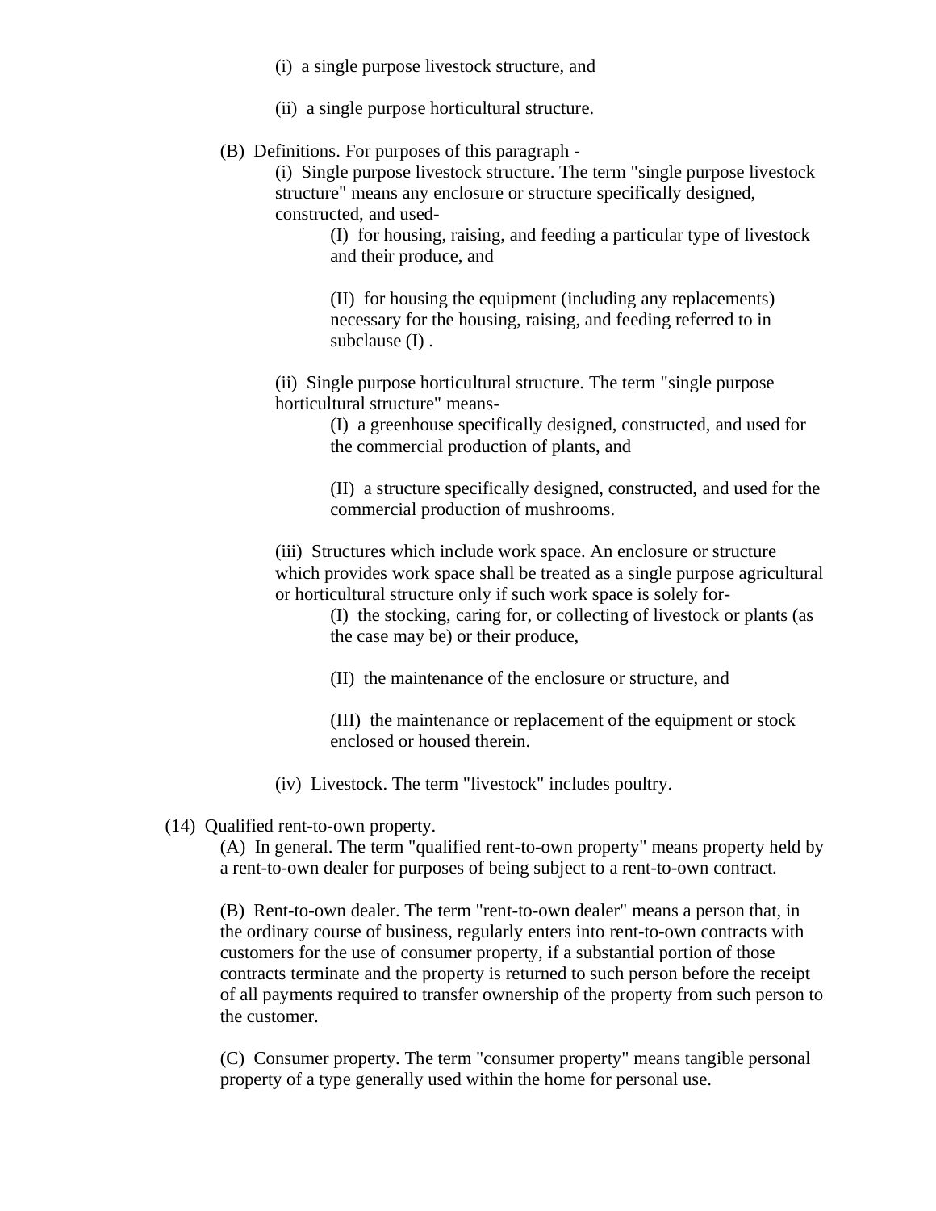(i) a single purpose livestock structure, and

(ii) a single purpose horticultural structure.

(B) Definitions. For purposes of this paragraph -

(i) Single purpose livestock structure. The term "single purpose livestock structure" means any enclosure or structure specifically designed, constructed, and used-

(I) for housing, raising, and feeding a particular type of livestock and their produce, and

(II) for housing the equipment (including any replacements) necessary for the housing, raising, and feeding referred to in subclause (I) .

(ii) Single purpose horticultural structure. The term "single purpose horticultural structure" means-

(I) a greenhouse specifically designed, constructed, and used for the commercial production of plants, and

(II) a structure specifically designed, constructed, and used for the commercial production of mushrooms.

(iii) Structures which include work space. An enclosure or structure which provides work space shall be treated as a single purpose agricultural or horticultural structure only if such work space is solely for-

(I) the stocking, caring for, or collecting of livestock or plants (as the case may be) or their produce,

(II) the maintenance of the enclosure or structure, and

(III) the maintenance or replacement of the equipment or stock enclosed or housed therein.

(iv) Livestock. The term "livestock" includes poultry.

(14) Qualified rent-to-own property.

(A) In general. The term "qualified rent-to-own property" means property held by a rent-to-own dealer for purposes of being subject to a rent-to-own contract.

(B) Rent-to-own dealer. The term "rent-to-own dealer" means a person that, in the ordinary course of business, regularly enters into rent-to-own contracts with customers for the use of consumer property, if a substantial portion of those contracts terminate and the property is returned to such person before the receipt of all payments required to transfer ownership of the property from such person to the customer.

(C) Consumer property. The term "consumer property" means tangible personal property of a type generally used within the home for personal use.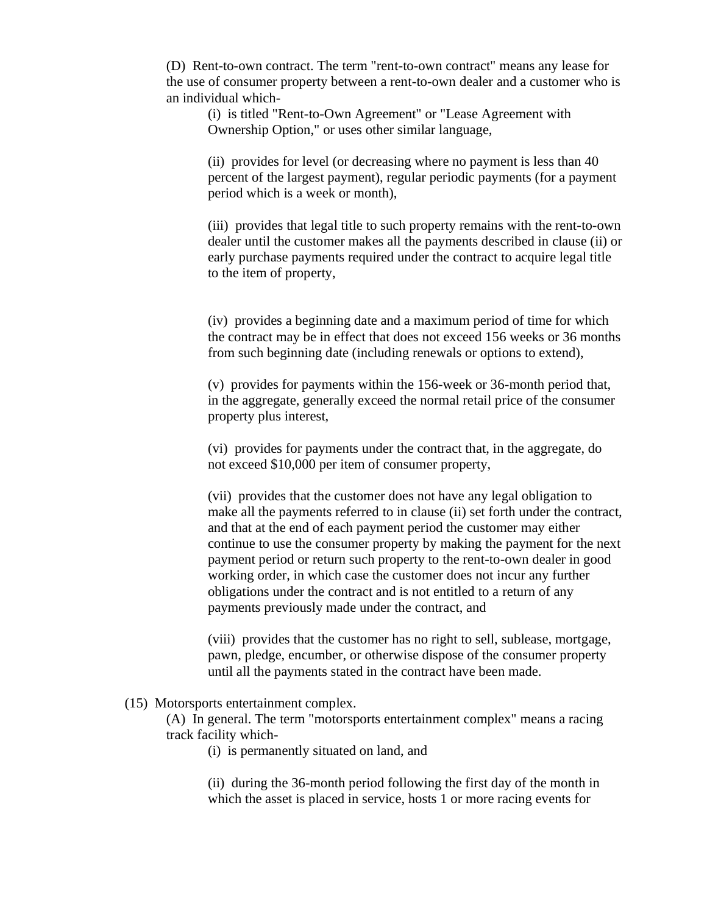(D) Rent-to-own contract. The term "rent-to-own contract" means any lease for the use of consumer property between a rent-to-own dealer and a customer who is an individual which-

(i) is titled "Rent-to-Own Agreement" or "Lease Agreement with Ownership Option," or uses other similar language,

(ii) provides for level (or decreasing where no payment is less than 40 percent of the largest payment), regular periodic payments (for a payment period which is a week or month),

(iii) provides that legal title to such property remains with the rent-to-own dealer until the customer makes all the payments described in clause (ii) or early purchase payments required under the contract to acquire legal title to the item of property,

(iv) provides a beginning date and a maximum period of time for which the contract may be in effect that does not exceed 156 weeks or 36 months from such beginning date (including renewals or options to extend),

(v) provides for payments within the 156-week or 36-month period that, in the aggregate, generally exceed the normal retail price of the consumer property plus interest,

(vi) provides for payments under the contract that, in the aggregate, do not exceed $10,000 per item of consumer property,

(vii) provides that the customer does not have any legal obligation to make all the payments referred to in clause (ii) set forth under the contract, and that at the end of each payment period the customer may either continue to use the consumer property by making the payment for the next payment period or return such property to the rent-to-own dealer in good working order, in which case the customer does not incur any further obligations under the contract and is not entitled to a return of any payments previously made under the contract, and

(viii) provides that the customer has no right to sell, sublease, mortgage, pawn, pledge, encumber, or otherwise dispose of the consumer property until all the payments stated in the contract have been made.

(15) Motorsports entertainment complex.

(A) In general. The term "motorsports entertainment complex" means a racing track facility which-

(i) is permanently situated on land, and

(ii) during the 36-month period following the first day of the month in which the asset is placed in service, hosts 1 or more racing events for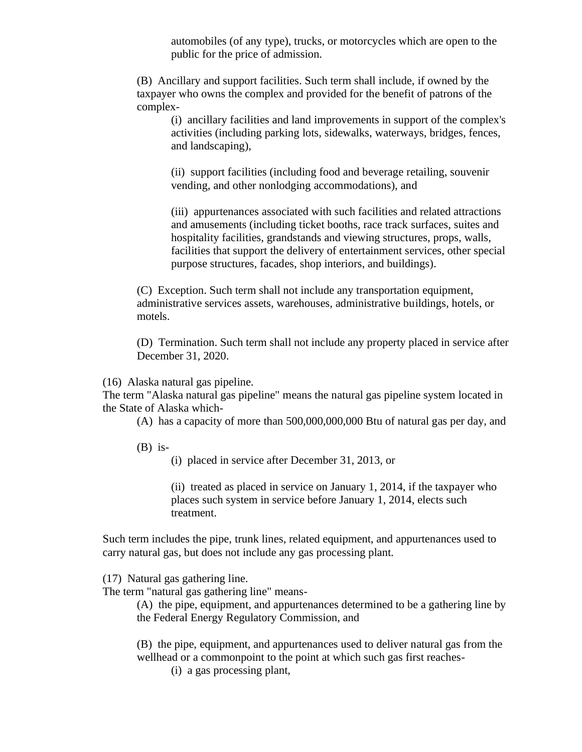automobiles (of any type), trucks, or motorcycles which are open to the public for the price of admission.

(B) Ancillary and support facilities. Such term shall include, if owned by the taxpayer who owns the complex and provided for the benefit of patrons of the complex-

(i) ancillary facilities and land improvements in support of the complex's activities (including parking lots, sidewalks, waterways, bridges, fences, and landscaping),

(ii) support facilities (including food and beverage retailing, souvenir vending, and other nonlodging accommodations), and

(iii) appurtenances associated with such facilities and related attractions and amusements (including ticket booths, race track surfaces, suites and hospitality facilities, grandstands and viewing structures, props, walls, facilities that support the delivery of entertainment services, other special purpose structures, facades, shop interiors, and buildings).

(C) Exception. Such term shall not include any transportation equipment, administrative services assets, warehouses, administrative buildings, hotels, or motels.

(D) Termination. Such term shall not include any property placed in service after December 31, 2020.

(16) Alaska natural gas pipeline.
The term "Alaska natural gas pipeline" means the natural gas pipeline system located in the State of Alaska which-

(A) has a capacity of more than 500,000,000,000 Btu of natural gas per day, and

(B) is-

(i) placed in service after December 31, 2013, or

(ii) treated as placed in service on January 1, 2014, if the taxpayer who places such system in service before January 1, 2014, elects such treatment.

Such term includes the pipe, trunk lines, related equipment, and appurtenances used to carry natural gas, but does not include any gas processing plant.

(17) Natural gas gathering line.
The term "natural gas gathering line" means-

(A) the pipe, equipment, and appurtenances determined to be a gathering line by the Federal Energy Regulatory Commission, and

(B) the pipe, equipment, and appurtenances used to deliver natural gas from the wellhead or a commonpoint to the point at which such gas first reaches-

(i) a gas processing plant,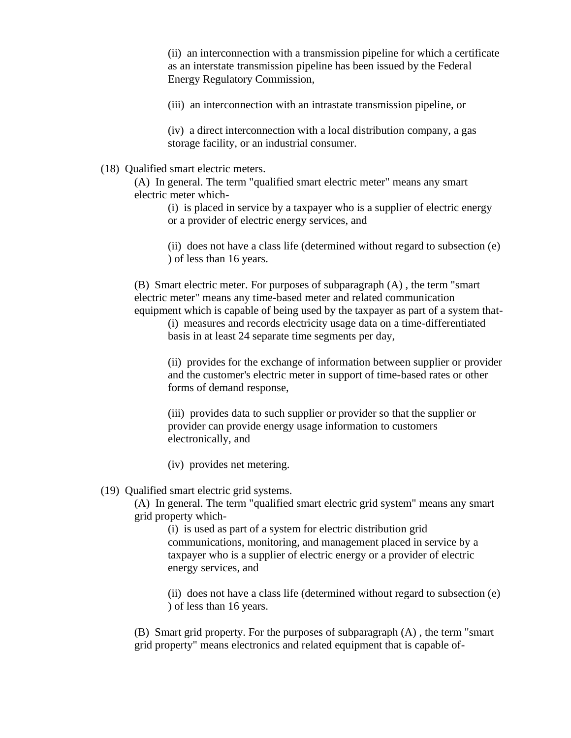(ii) an interconnection with a transmission pipeline for which a certificate as an interstate transmission pipeline has been issued by the Federal Energy Regulatory Commission,

(iii) an interconnection with an intrastate transmission pipeline, or

(iv) a direct interconnection with a local distribution company, a gas storage facility, or an industrial consumer.

(18) Qualified smart electric meters.

(A) In general. The term "qualified smart electric meter" means any smart electric meter which-

(i) is placed in service by a taxpayer who is a supplier of electric energy or a provider of electric energy services, and

(ii) does not have a class life (determined without regard to subsection (e) ) of less than 16 years.

(B) Smart electric meter. For purposes of subparagraph (A) , the term "smart electric meter" means any time-based meter and related communication equipment which is capable of being used by the taxpayer as part of a system that-

(i) measures and records electricity usage data on a time-differentiated basis in at least 24 separate time segments per day,

(ii) provides for the exchange of information between supplier or provider and the customer's electric meter in support of time-based rates or other forms of demand response,

(iii) provides data to such supplier or provider so that the supplier or provider can provide energy usage information to customers electronically, and

(iv) provides net metering.

(19) Qualified smart electric grid systems.

(A) In general. The term "qualified smart electric grid system" means any smart grid property which-

(i) is used as part of a system for electric distribution grid communications, monitoring, and management placed in service by a taxpayer who is a supplier of electric energy or a provider of electric energy services, and

(ii) does not have a class life (determined without regard to subsection (e) ) of less than 16 years.

(B) Smart grid property. For the purposes of subparagraph (A) , the term "smart grid property" means electronics and related equipment that is capable of-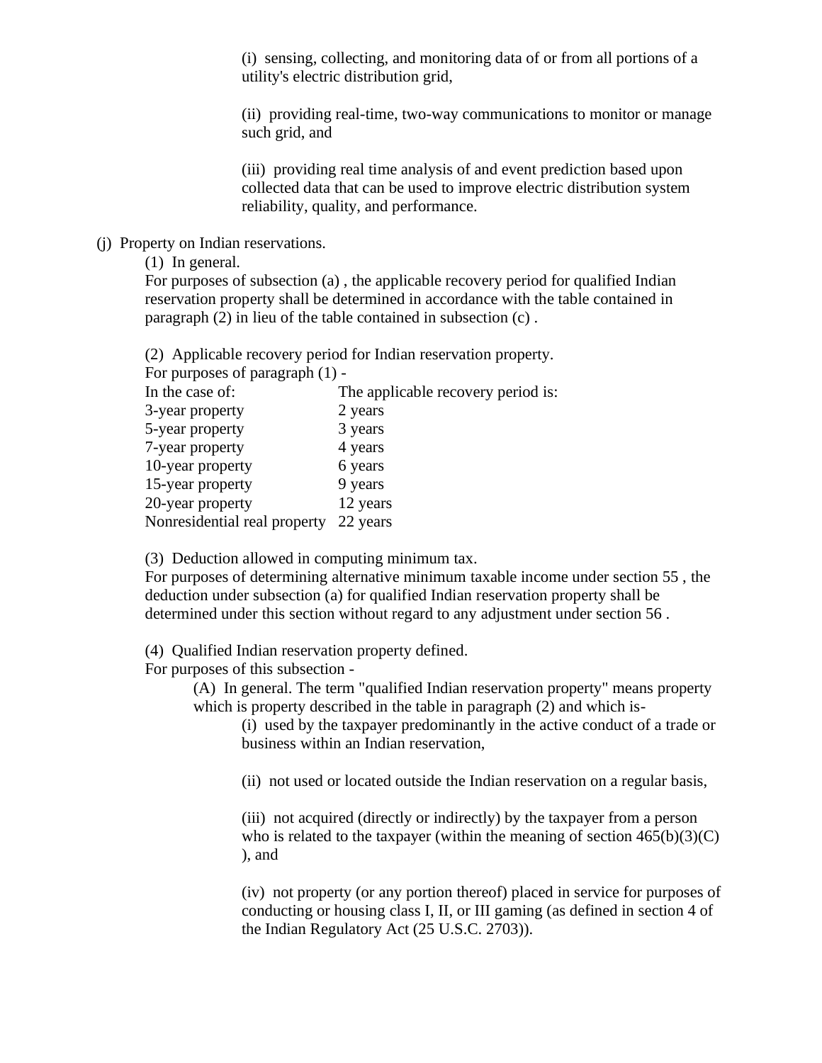(i) sensing, collecting, and monitoring data of or from all portions of a utility's electric distribution grid,

(ii) providing real-time, two-way communications to monitor or manage such grid, and

(iii) providing real time analysis of and event prediction based upon collected data that can be used to improve electric distribution system reliability, quality, and performance.

(j) Property on Indian reservations.

(1) In general.

For purposes of subsection (a) , the applicable recovery period for qualified Indian reservation property shall be determined in accordance with the table contained in paragraph (2) in lieu of the table contained in subsection (c) .

(2) Applicable recovery period for Indian reservation property.

For purposes of paragraph (1) -

| In the case of: | The applicable recovery period is: |
|---|---|
| 3-year property | 2 years |
| 5-year property | 3 years |
| 7-year property | 4 years |
| 10-year property | 6 years |
| 15-year property | 9 years |
| 20-year property | 12 years |
| Nonresidential real property | 22 years |

(3) Deduction allowed in computing minimum tax.

For purposes of determining alternative minimum taxable income under section 55 , the deduction under subsection (a) for qualified Indian reservation property shall be determined under this section without regard to any adjustment under section 56 .

(4) Qualified Indian reservation property defined.

For purposes of this subsection -

(A) In general. The term "qualified Indian reservation property" means property which is property described in the table in paragraph (2) and which is-

(i) used by the taxpayer predominantly in the active conduct of a trade or business within an Indian reservation,

(ii) not used or located outside the Indian reservation on a regular basis,

(iii) not acquired (directly or indirectly) by the taxpayer from a person who is related to the taxpayer (within the meaning of section 465(b)(3)(C) ), and

(iv) not property (or any portion thereof) placed in service for purposes of conducting or housing class I, II, or III gaming (as defined in section 4 of the Indian Regulatory Act (25 U.S.C. 2703)).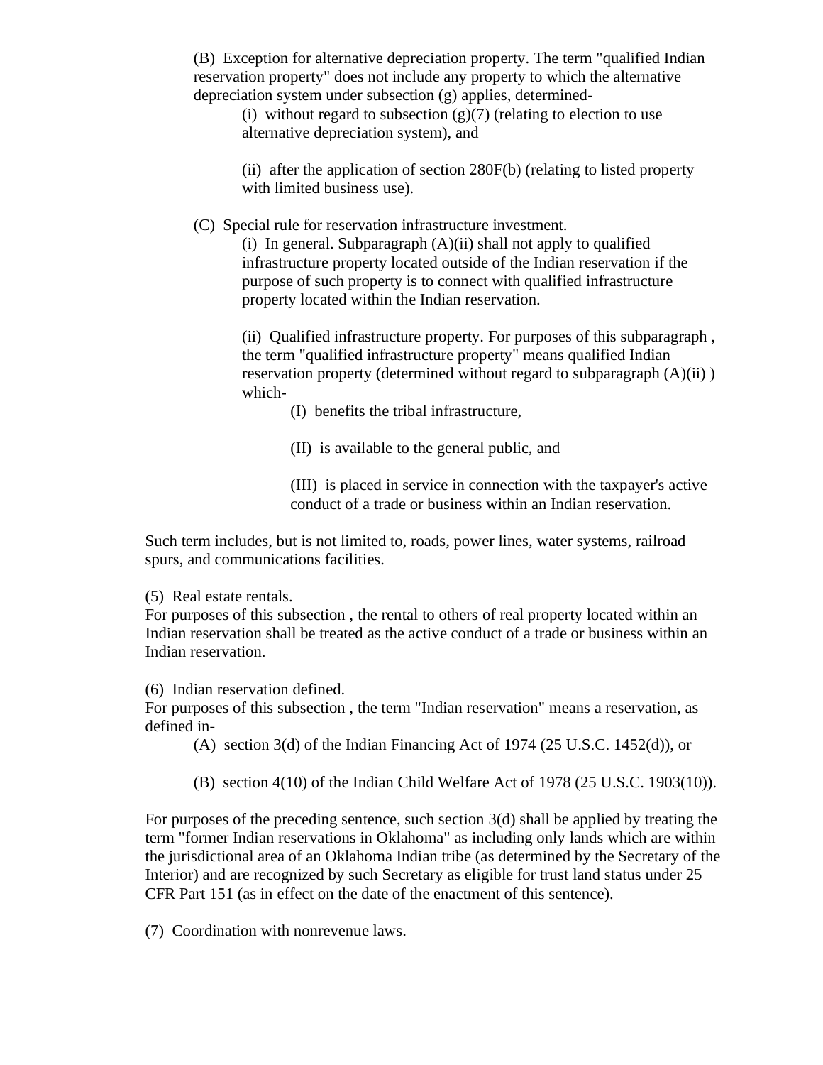(B) Exception for alternative depreciation property. The term "qualified Indian reservation property" does not include any property to which the alternative depreciation system under subsection (g) applies, determined-

(i) without regard to subsection (g)(7) (relating to election to use alternative depreciation system), and

(ii) after the application of section 280F(b) (relating to listed property with limited business use).

(C) Special rule for reservation infrastructure investment.

(i) In general. Subparagraph (A)(ii) shall not apply to qualified infrastructure property located outside of the Indian reservation if the purpose of such property is to connect with qualified infrastructure property located within the Indian reservation.

(ii) Qualified infrastructure property. For purposes of this subparagraph , the term "qualified infrastructure property" means qualified Indian reservation property (determined without regard to subparagraph (A)(ii) ) which-

(I) benefits the tribal infrastructure,

(II) is available to the general public, and

(III) is placed in service in connection with the taxpayer's active conduct of a trade or business within an Indian reservation.

Such term includes, but is not limited to, roads, power lines, water systems, railroad spurs, and communications facilities.

(5) Real estate rentals.

For purposes of this subsection , the rental to others of real property located within an Indian reservation shall be treated as the active conduct of a trade or business within an Indian reservation.

(6) Indian reservation defined.

For purposes of this subsection , the term "Indian reservation" means a reservation, as defined in-

(A) section 3(d) of the Indian Financing Act of 1974 (25 U.S.C. 1452(d)), or

(B) section 4(10) of the Indian Child Welfare Act of 1978 (25 U.S.C. 1903(10)).

For purposes of the preceding sentence, such section 3(d) shall be applied by treating the term "former Indian reservations in Oklahoma" as including only lands which are within the jurisdictional area of an Oklahoma Indian tribe (as determined by the Secretary of the Interior) and are recognized by such Secretary as eligible for trust land status under 25 CFR Part 151 (as in effect on the date of the enactment of this sentence).

(7) Coordination with nonrevenue laws.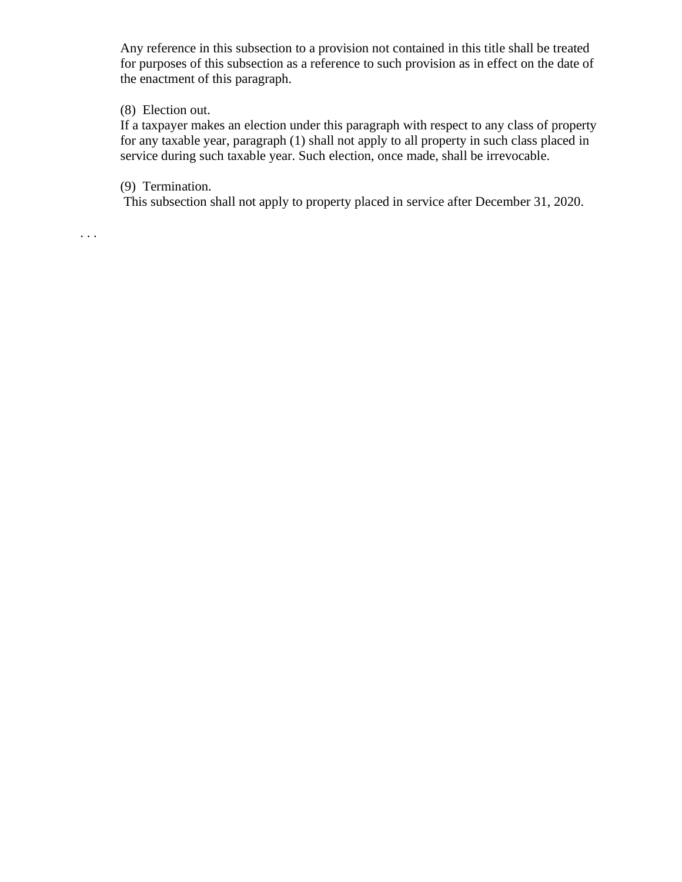Any reference in this subsection to a provision not contained in this title shall be treated for purposes of this subsection as a reference to such provision as in effect on the date of the enactment of this paragraph.

(8) Election out.
If a taxpayer makes an election under this paragraph with respect to any class of property for any taxable year, paragraph (1) shall not apply to all property in such class placed in service during such taxable year. Such election, once made, shall be irrevocable.

(9) Termination.
This subsection shall not apply to property placed in service after December 31, 2020.

. . .